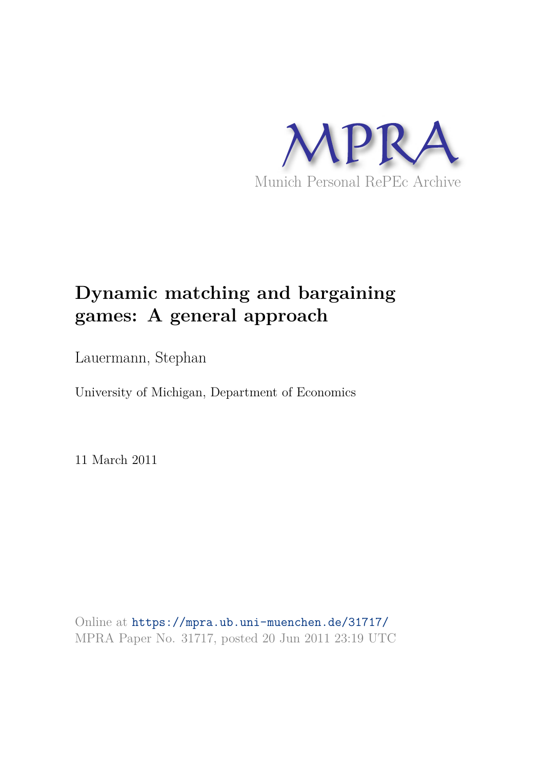MPRA

Munich Personal RePEc Archive

# Dynamic matching and bargaining games: A general approach

Lauermann, Stephan

University of Michigan, Department of Economics

11 March 2011

Online at https://mpra.ub.uni-muenchen.de/31717/
MPRA Paper No. 31717, posted 20 Jun 2011 23:19 UTC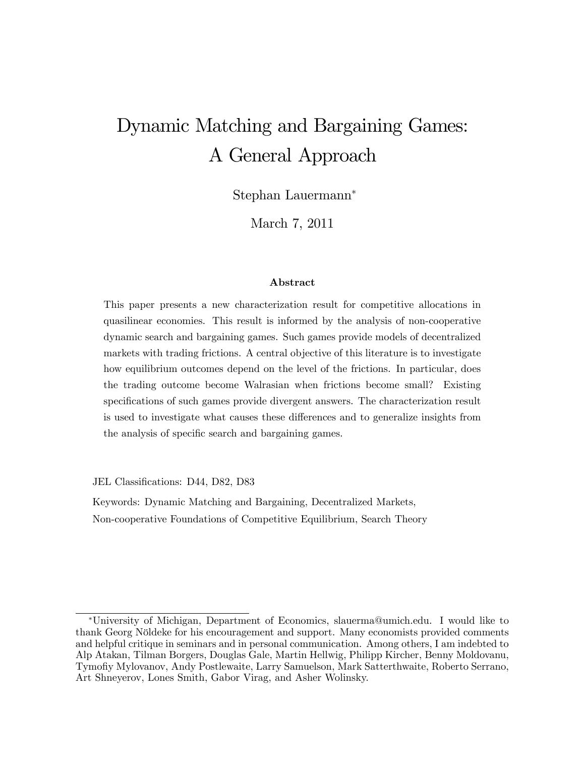# Dynamic Matching and Bargaining Games: A General Approach

Stephan Lauermann*

March 7, 2011

### Abstract

This paper presents a new characterization result for competitive allocations in quasilinear economies. This result is informed by the analysis of non-cooperative dynamic search and bargaining games. Such games provide models of decentralized markets with trading frictions. A central objective of this literature is to investigate how equilibrium outcomes depend on the level of the frictions. In particular, does the trading outcome become Walrasian when frictions become small? Existing specifications of such games provide divergent answers. The characterization result is used to investigate what causes these differences and to generalize insights from the analysis of specific search and bargaining games.

JEL Classifications: D44, D82, D83

Keywords: Dynamic Matching and Bargaining, Decentralized Markets, Non-cooperative Foundations of Competitive Equilibrium, Search Theory

---

*University of Michigan, Department of Economics, slauerma@umich.edu. I would like to thank Georg Nöldeke for his encouragement and support. Many economists provided comments and helpful critique in seminars and in personal communication. Among others, I am indebted to Alp Atakan, Tilman Borgers, Douglas Gale, Martin Hellwig, Philipp Kircher, Benny Moldovanu, Tymofiy Mylovanov, Andy Postlewaite, Larry Samuelson, Mark Satterthwaite, Roberto Serrano, Art Shneyerov, Lones Smith, Gabor Virag, and Asher Wolinsky.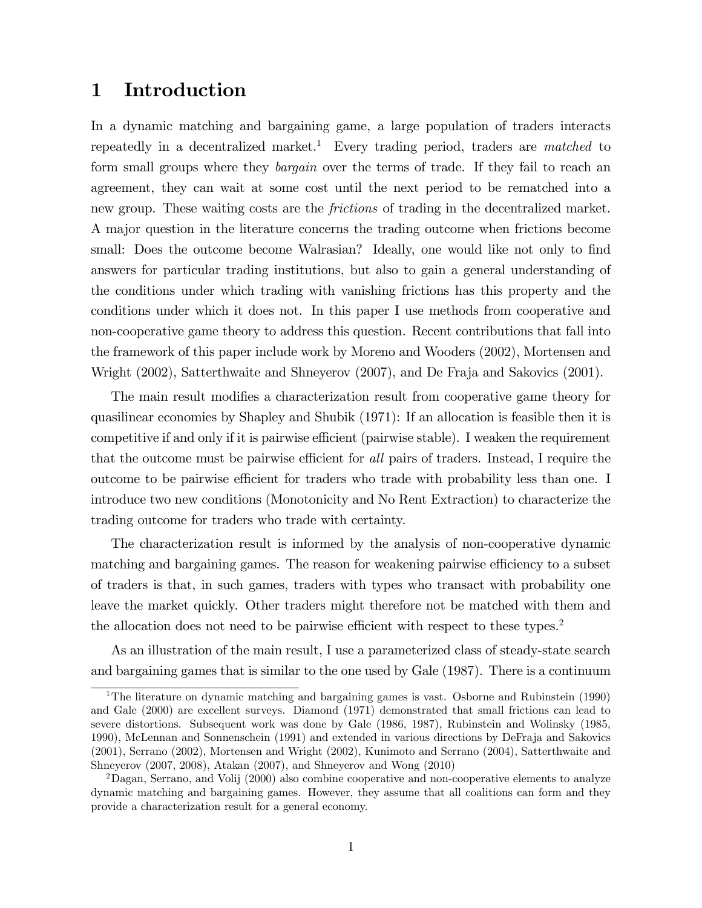# 1 Introduction

In a dynamic matching and bargaining game, a large population of traders interacts repeatedly in a decentralized market.[1] Every trading period, traders are *matched* to form small groups where they *bargain* over the terms of trade. If they fail to reach an agreement, they can wait at some cost until the next period to be rematched into a new group. These waiting costs are the *frictions* of trading in the decentralized market. A major question in the literature concerns the trading outcome when frictions become small: Does the outcome become Walrasian? Ideally, one would like not only to find answers for particular trading institutions, but also to gain a general understanding of the conditions under which trading with vanishing frictions has this property and the conditions under which it does not. In this paper I use methods from cooperative and non-cooperative game theory to address this question. Recent contributions that fall into the framework of this paper include work by Moreno and Wooders (2002), Mortensen and Wright (2002), Satterthwaite and Shneyerov (2007), and De Fraja and Sakovics (2001).

The main result modifies a characterization result from cooperative game theory for quasilinear economies by Shapley and Shubik (1971): If an allocation is feasible then it is competitive if and only if it is pairwise efficient (pairwise stable). I weaken the requirement that the outcome must be pairwise efficient for *all* pairs of traders. Instead, I require the outcome to be pairwise efficient for traders who trade with probability less than one. I introduce two new conditions (Monotonicity and No Rent Extraction) to characterize the trading outcome for traders who trade with certainty.

The characterization result is informed by the analysis of non-cooperative dynamic matching and bargaining games. The reason for weakening pairwise efficiency to a subset of traders is that, in such games, traders with types who transact with probability one leave the market quickly. Other traders might therefore not be matched with them and the allocation does not need to be pairwise efficient with respect to these types.[2]

As an illustration of the main result, I use a parameterized class of steady-state search and bargaining games that is similar to the one used by Gale (1987). There is a continuum

[1] The literature on dynamic matching and bargaining games is vast. Osborne and Rubinstein (1990) and Gale (2000) are excellent surveys. Diamond (1971) demonstrated that small frictions can lead to severe distortions. Subsequent work was done by Gale (1986, 1987), Rubinstein and Wolinsky (1985, 1990), McLennan and Sonnenschein (1991) and extended in various directions by DeFraja and Sakovics (2001), Serrano (2002), Mortensen and Wright (2002), Kunimoto and Serrano (2004), Satterthwaite and Shneyerov (2007, 2008), Atakan (2007), and Shneyerov and Wong (2010)

[2] Dagan, Serrano, and Volij (2000) also combine cooperative and non-cooperative elements to analyze dynamic matching and bargaining games. However, they assume that all coalitions can form and they provide a characterization result for a general economy.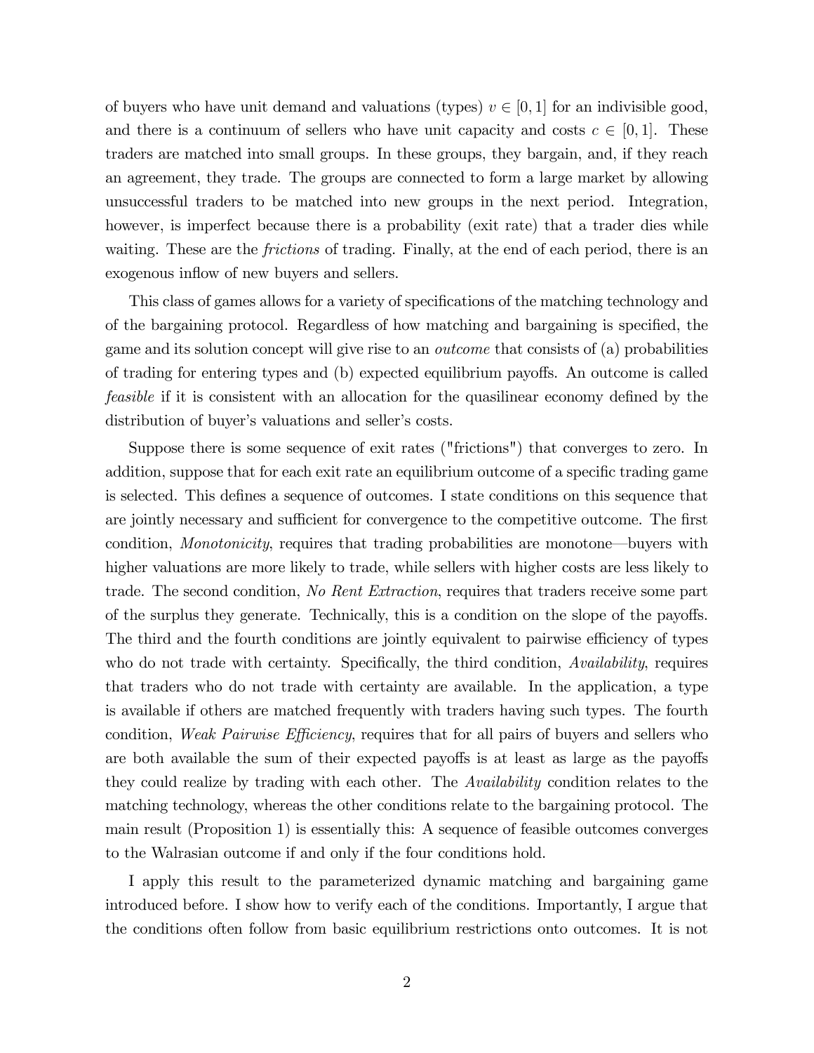of buyers who have unit demand and valuations (types) $v \in [0, 1]$ for an indivisible good, and there is a continuum of sellers who have unit capacity and costs $c \in [0, 1]$. These traders are matched into small groups. In these groups, they bargain, and, if they reach an agreement, they trade. The groups are connected to form a large market by allowing unsuccessful traders to be matched into new groups in the next period. Integration, however, is imperfect because there is a probability (exit rate) that a trader dies while waiting. These are the *frictions* of trading. Finally, at the end of each period, there is an exogenous inflow of new buyers and sellers.

This class of games allows for a variety of specifications of the matching technology and of the bargaining protocol. Regardless of how matching and bargaining is specified, the game and its solution concept will give rise to an *outcome* that consists of (a) probabilities of trading for entering types and (b) expected equilibrium payoffs. An outcome is called *feasible* if it is consistent with an allocation for the quasilinear economy defined by the distribution of buyer's valuations and seller's costs.

Suppose there is some sequence of exit rates ("frictions") that converges to zero. In addition, suppose that for each exit rate an equilibrium outcome of a specific trading game is selected. This defines a sequence of outcomes. I state conditions on this sequence that are jointly necessary and sufficient for convergence to the competitive outcome. The first condition, *Monotonicity*, requires that trading probabilities are monotone—buyers with higher valuations are more likely to trade, while sellers with higher costs are less likely to trade. The second condition, *No Rent Extraction*, requires that traders receive some part of the surplus they generate. Technically, this is a condition on the slope of the payoffs. The third and the fourth conditions are jointly equivalent to pairwise efficiency of types who do not trade with certainty. Specifically, the third condition, *Availability*, requires that traders who do not trade with certainty are available. In the application, a type is available if others are matched frequently with traders having such types. The fourth condition, *Weak Pairwise Efficiency*, requires that for all pairs of buyers and sellers who are both available the sum of their expected payoffs is at least as large as the payoffs they could realize by trading with each other. The *Availability* condition relates to the matching technology, whereas the other conditions relate to the bargaining protocol. The main result (Proposition 1) is essentially this: A sequence of feasible outcomes converges to the Walrasian outcome if and only if the four conditions hold.

I apply this result to the parameterized dynamic matching and bargaining game introduced before. I show how to verify each of the conditions. Importantly, I argue that the conditions often follow from basic equilibrium restrictions onto outcomes. It is not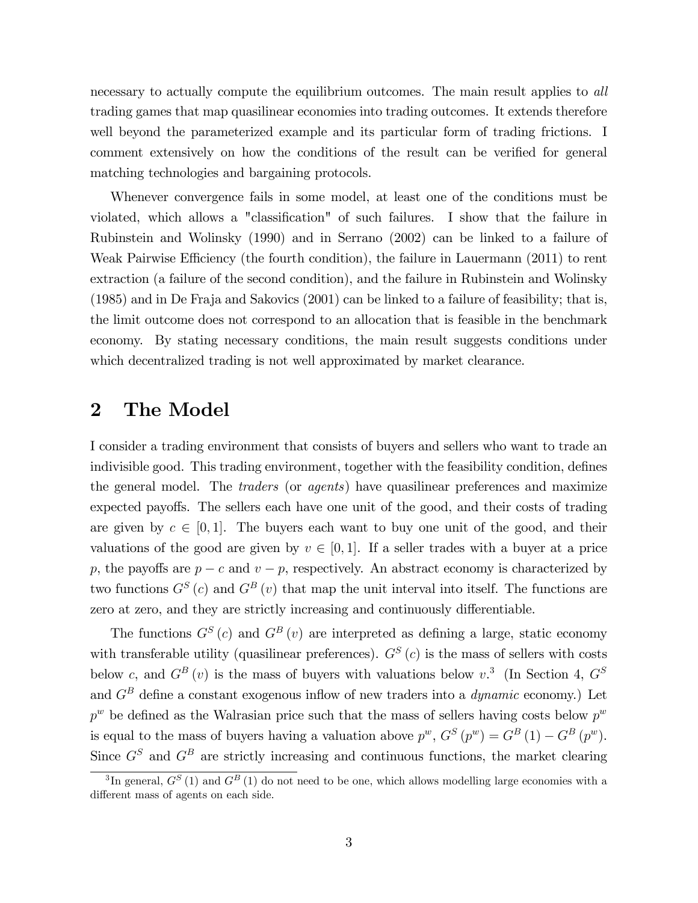necessary to actually compute the equilibrium outcomes. The main result applies to *all* trading games that map quasilinear economies into trading outcomes. It extends therefore well beyond the parameterized example and its particular form of trading frictions. I comment extensively on how the conditions of the result can be verified for general matching technologies and bargaining protocols.

Whenever convergence fails in some model, at least one of the conditions must be violated, which allows a "classification" of such failures. I show that the failure in Rubinstein and Wolinsky (1990) and in Serrano (2002) can be linked to a failure of Weak Pairwise Efficiency (the fourth condition), the failure in Lauermann (2011) to rent extraction (a failure of the second condition), and the failure in Rubinstein and Wolinsky (1985) and in De Fraja and Sakovics (2001) can be linked to a failure of feasibility; that is, the limit outcome does not correspond to an allocation that is feasible in the benchmark economy. By stating necessary conditions, the main result suggests conditions under which decentralized trading is not well approximated by market clearance.

## 2 The Model

I consider a trading environment that consists of buyers and sellers who want to trade an indivisible good. This trading environment, together with the feasibility condition, defines the general model. The *traders* (or *agents*) have quasilinear preferences and maximize expected payoffs. The sellers each have one unit of the good, and their costs of trading are given by $c \in [0,1]$. The buyers each want to buy one unit of the good, and their valuations of the good are given by $v \in [0,1]$. If a seller trades with a buyer at a price $p$, the payoffs are $p - c$ and $v - p$, respectively. An abstract economy is characterized by two functions $G^S(c)$ and $G^B(v)$ that map the unit interval into itself. The functions are zero at zero, and they are strictly increasing and continuously differentiable.

The functions $G^S(c)$ and $G^B(v)$ are interpreted as defining a large, static economy with transferable utility (quasilinear preferences). $G^S(c)$ is the mass of sellers with costs below $c$, and $G^B(v)$ is the mass of buyers with valuations below $v$.[3] (In Section 4, $G^S$ and $G^B$ define a constant exogenous inflow of new traders into a *dynamic* economy.) Let $p^w$ be defined as the Walrasian price such that the mass of sellers having costs below $p^w$ is equal to the mass of buyers having a valuation above $p^w$, $G^S(p^w) = G^B(1) - G^B(p^w)$. Since $G^S$ and $G^B$ are strictly increasing and continuous functions, the market clearing

[3] In general, $G^S(1)$ and $G^B(1)$ do not need to be one, which allows modelling large economies with a different mass of agents on each side.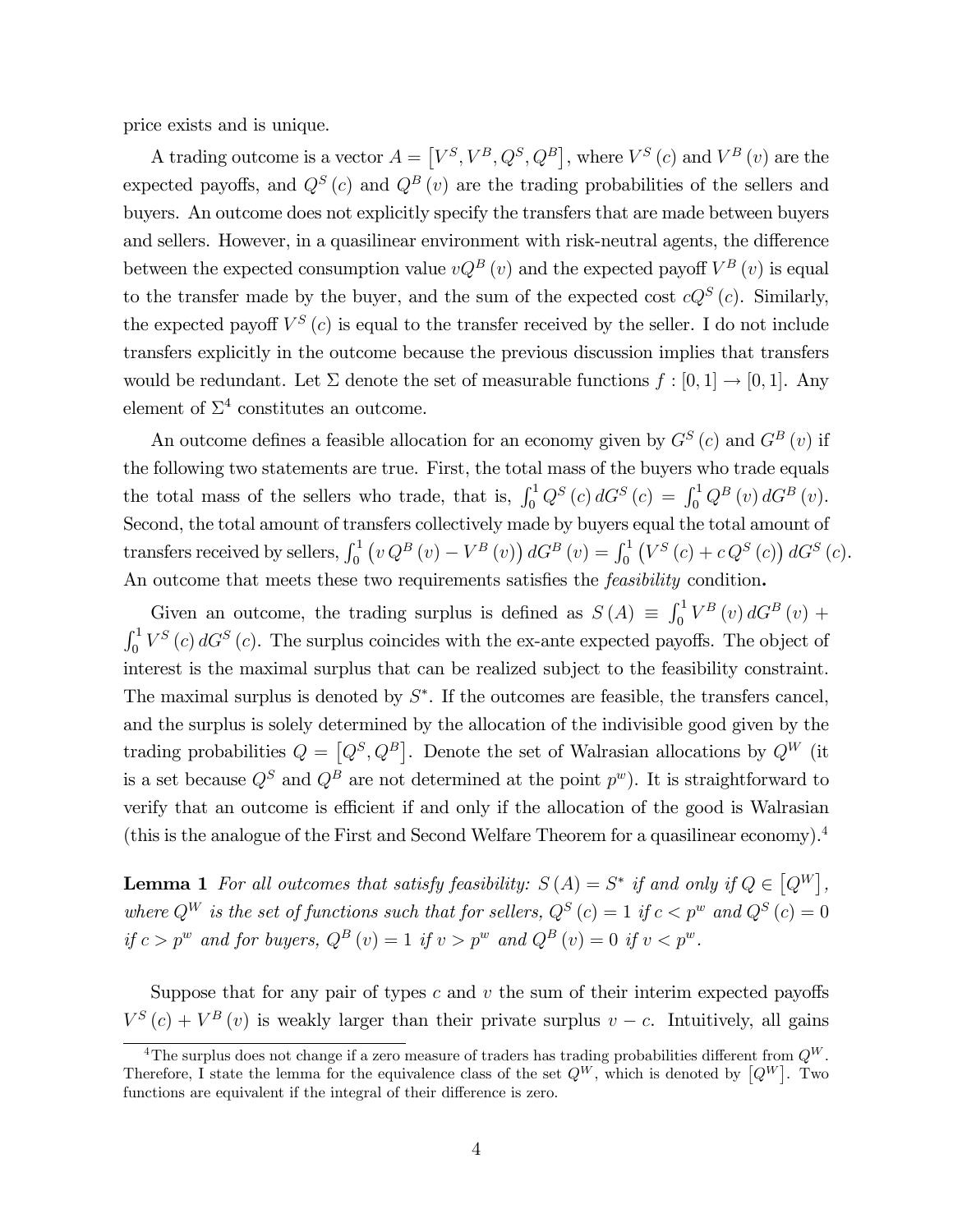price exists and is unique.

A trading outcome is a vector $A = \left[V^S, V^B, Q^S, Q^B\right]$, where $V^S(c)$ and $V^B(v)$ are the expected payoffs, and $Q^S(c)$ and $Q^B(v)$ are the trading probabilities of the sellers and buyers. An outcome does not explicitly specify the transfers that are made between buyers and sellers. However, in a quasilinear environment with risk-neutral agents, the difference between the expected consumption value $vQ^B(v)$ and the expected payoff $V^B(v)$ is equal to the transfer made by the buyer, and the sum of the expected cost $cQ^S(c)$. Similarly, the expected payoff $V^S(c)$ is equal to the transfer received by the seller. I do not include transfers explicitly in the outcome because the previous discussion implies that transfers would be redundant. Let $\Sigma$ denote the set of measurable functions $f : [0,1] \to [0,1]$. Any element of $\Sigma^4$ constitutes an outcome.

An outcome defines a feasible allocation for an economy given by $G^S(c)$ and $G^B(v)$ if the following two statements are true. First, the total mass of the buyers who trade equals the total mass of the sellers who trade, that is, $\int_0^1 Q^S(c)\,dG^S(c) = \int_0^1 Q^B(v)\,dG^B(v)$. Second, the total amount of transfers collectively made by buyers equal the total amount of transfers received by sellers, $\int_0^1 \left(v\,Q^B(v) - V^B(v)\right) dG^B(v) = \int_0^1 \left(V^S(c) + c\,Q^S(c)\right) dG^S(c)$. An outcome that meets these two requirements satisfies the *feasibility* condition**.**

Given an outcome, the trading surplus is defined as $S(A) \equiv \int_0^1 V^B(v)\,dG^B(v) + \int_0^1 V^S(c)\,dG^S(c)$. The surplus coincides with the ex-ante expected payoffs. The object of interest is the maximal surplus that can be realized subject to the feasibility constraint. The maximal surplus is denoted by $S^*$. If the outcomes are feasible, the transfers cancel, and the surplus is solely determined by the allocation of the indivisible good given by the trading probabilities $Q = \left[Q^S, Q^B\right]$. Denote the set of Walrasian allocations by $Q^W$ (it is a set because $Q^S$ and $Q^B$ are not determined at the point $p^w$). It is straightforward to verify that an outcome is efficient if and only if the allocation of the good is Walrasian (this is the analogue of the First and Second Welfare Theorem for a quasilinear economy).[4]

**Lemma 1** *For all outcomes that satisfy feasibility: $S(A) = S^*$ if and only if $Q \in \left[Q^W\right]$, where $Q^W$ is the set of functions such that for sellers, $Q^S(c) = 1$ if $c < p^w$ and $Q^S(c) = 0$ if $c > p^w$ and for buyers, $Q^B(v) = 1$ if $v > p^w$ and $Q^B(v) = 0$ if $v < p^w$.*

Suppose that for any pair of types $c$ and $v$ the sum of their interim expected payoffs $V^S(c) + V^B(v)$ is weakly larger than their private surplus $v - c$. Intuitively, all gains

[4] The surplus does not change if a zero measure of traders has trading probabilities different from $Q^W$. Therefore, I state the lemma for the equivalence class of the set $Q^W$, which is denoted by $\left[Q^W\right]$. Two functions are equivalent if the integral of their difference is zero.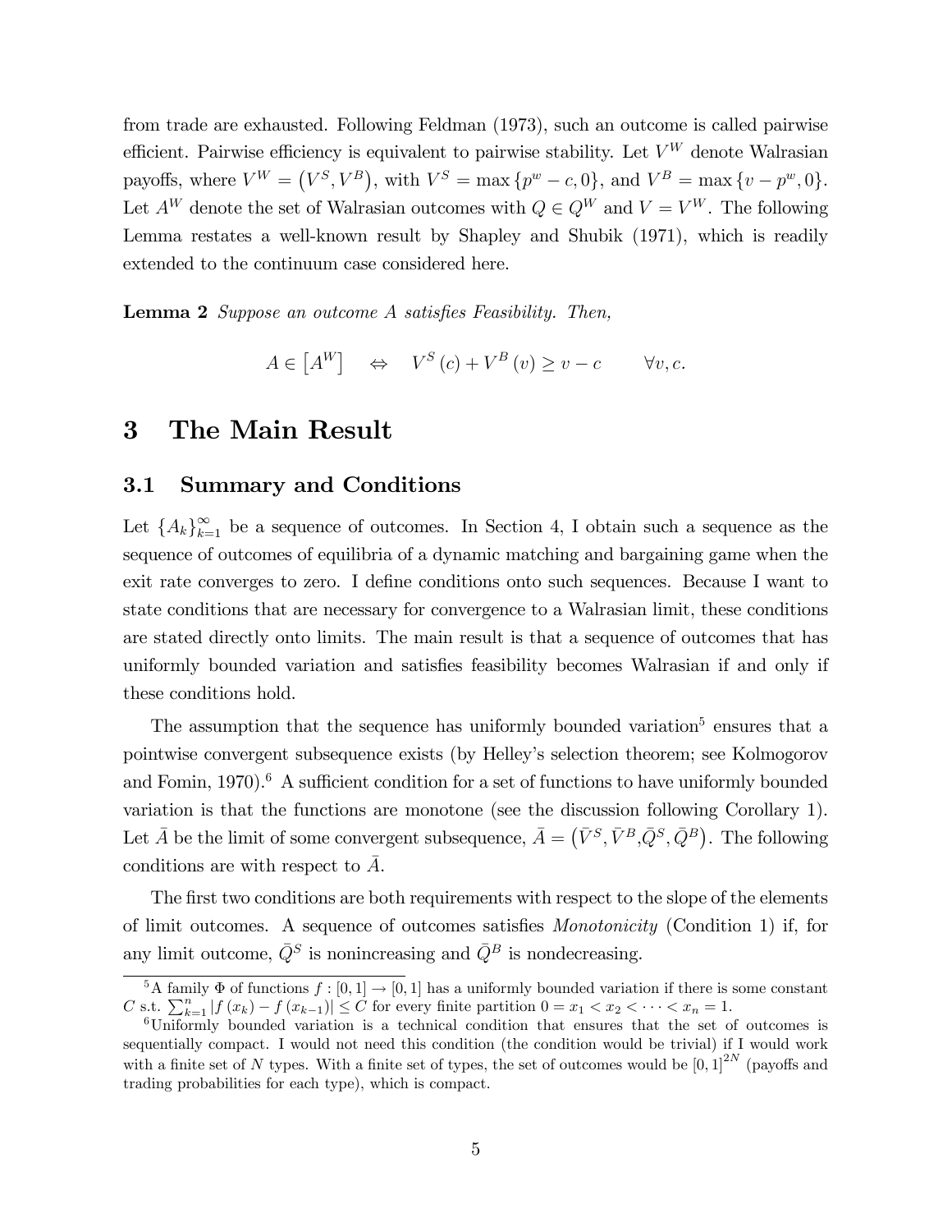from trade are exhausted. Following Feldman (1973), such an outcome is called pairwise efficient. Pairwise efficiency is equivalent to pairwise stability. Let $V^W$ denote Walrasian payoffs, where $V^W = (V^S, V^B)$, with $V^S = \max\{p^w - c, 0\}$, and $V^B = \max\{v - p^w, 0\}$. Let $A^W$ denote the set of Walrasian outcomes with $Q \in Q^W$ and $V = V^W$. The following Lemma restates a well-known result by Shapley and Shubik (1971), which is readily extended to the continuum case considered here.

**Lemma 2** *Suppose an outcome $A$ satisfies Feasibility. Then,*

$$A \in [A^W] \quad \Leftrightarrow \quad V^S(c) + V^B(v) \geq v - c \qquad \forall v, c.$$

# 3 The Main Result

## 3.1 Summary and Conditions

Let $\{A_k\}_{k=1}^{\infty}$ be a sequence of outcomes. In Section 4, I obtain such a sequence as the sequence of outcomes of equilibria of a dynamic matching and bargaining game when the exit rate converges to zero. I define conditions onto such sequences. Because I want to state conditions that are necessary for convergence to a Walrasian limit, these conditions are stated directly onto limits. The main result is that a sequence of outcomes that has uniformly bounded variation and satisfies feasibility becomes Walrasian if and only if these conditions hold.

The assumption that the sequence has uniformly bounded variation[5] ensures that a pointwise convergent subsequence exists (by Helley's selection theorem; see Kolmogorov and Fomin, 1970).[6] A sufficient condition for a set of functions to have uniformly bounded variation is that the functions are monotone (see the discussion following Corollary 1). Let $\bar{A}$ be the limit of some convergent subsequence, $\bar{A} = (\bar{V}^S, \bar{V}^B, \bar{Q}^S, \bar{Q}^B)$. The following conditions are with respect to $\bar{A}$.

The first two conditions are both requirements with respect to the slope of the elements of limit outcomes. A sequence of outcomes satisfies *Monotonicity* (Condition 1) if, for any limit outcome, $\bar{Q}^S$ is nonincreasing and $\bar{Q}^B$ is nondecreasing.

[5] A family $\Phi$ of functions $f : [0,1] \to [0,1]$ has a uniformly bounded variation if there is some constant $C$ s.t. $\sum_{k=1}^{n} |f(x_k) - f(x_{k-1})| \leq C$ for every finite partition $0 = x_1 < x_2 < \cdots < x_n = 1$.

[6] Uniformly bounded variation is a technical condition that ensures that the set of outcomes is sequentially compact. I would not need this condition (the condition would be trivial) if I would work with a finite set of $N$ types. With a finite set of types, the set of outcomes would be $[0,1]^{2N}$ (payoffs and trading probabilities for each type), which is compact.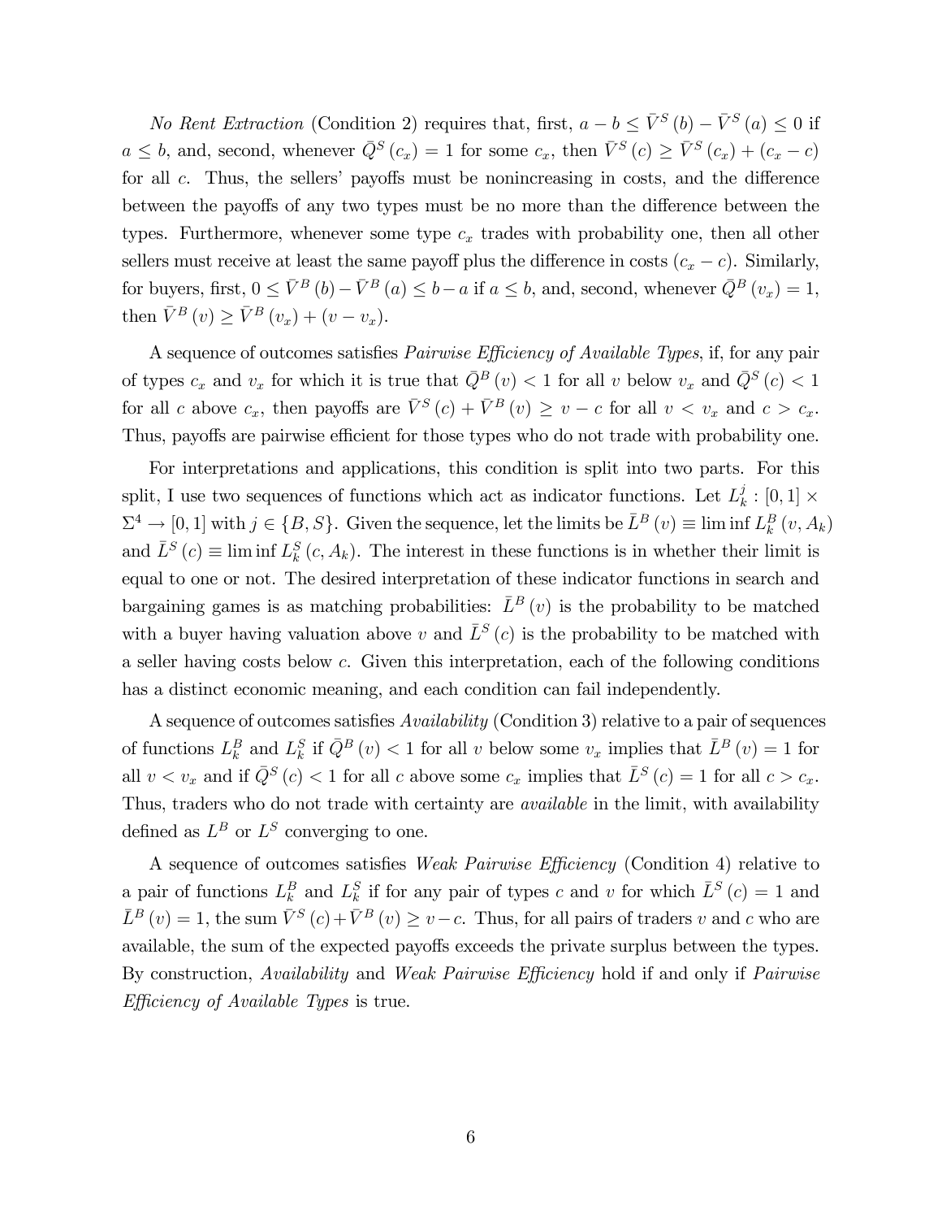*No Rent Extraction* (Condition 2) requires that, first, $a - b \leq \bar{V}^S(b) - \bar{V}^S(a) \leq 0$ if $a \leq b$, and, second, whenever $\bar{Q}^S(c_x) = 1$ for some $c_x$, then $\bar{V}^S(c) \geq \bar{V}^S(c_x) + (c_x - c)$ for all $c$. Thus, the sellers' payoffs must be nonincreasing in costs, and the difference between the payoffs of any two types must be no more than the difference between the types. Furthermore, whenever some type $c_x$ trades with probability one, then all other sellers must receive at least the same payoff plus the difference in costs $(c_x - c)$. Similarly, for buyers, first, $0 \leq \bar{V}^B(b) - \bar{V}^B(a) \leq b - a$ if $a \leq b$, and, second, whenever $\bar{Q}^B(v_x) = 1$, then $\bar{V}^B(v) \geq \bar{V}^B(v_x) + (v - v_x)$.

A sequence of outcomes satisfies *Pairwise Efficiency of Available Types*, if, for any pair of types $c_x$ and $v_x$ for which it is true that $\bar{Q}^B(v) < 1$ for all $v$ below $v_x$ and $\bar{Q}^S(c) < 1$ for all $c$ above $c_x$, then payoffs are $\bar{V}^S(c) + \bar{V}^B(v) \geq v - c$ for all $v < v_x$ and $c > c_x$. Thus, payoffs are pairwise efficient for those types who do not trade with probability one.

For interpretations and applications, this condition is split into two parts. For this split, I use two sequences of functions which act as indicator functions. Let $L_k^j : [0,1] \times \Sigma^4 \rightarrow [0,1]$ with $j \in \{B, S\}$. Given the sequence, let the limits be $\bar{L}^B(v) \equiv \liminf L_k^B(v, A_k)$ and $\bar{L}^S(c) \equiv \liminf L_k^S(c, A_k)$. The interest in these functions is in whether their limit is equal to one or not. The desired interpretation of these indicator functions in search and bargaining games is as matching probabilities: $\bar{L}^B(v)$ is the probability to be matched with a buyer having valuation above $v$ and $\bar{L}^S(c)$ is the probability to be matched with a seller having costs below $c$. Given this interpretation, each of the following conditions has a distinct economic meaning, and each condition can fail independently.

A sequence of outcomes satisfies *Availability* (Condition 3) relative to a pair of sequences of functions $L_k^B$ and $L_k^S$ if $\bar{Q}^B(v) < 1$ for all $v$ below some $v_x$ implies that $\bar{L}^B(v) = 1$ for all $v < v_x$ and if $\bar{Q}^S(c) < 1$ for all $c$ above some $c_x$ implies that $\bar{L}^S(c) = 1$ for all $c > c_x$. Thus, traders who do not trade with certainty are *available* in the limit, with availability defined as $L^B$ or $L^S$ converging to one.

A sequence of outcomes satisfies *Weak Pairwise Efficiency* (Condition 4) relative to a pair of functions $L_k^B$ and $L_k^S$ if for any pair of types $c$ and $v$ for which $\bar{L}^S(c) = 1$ and $\bar{L}^B(v) = 1$, the sum $\bar{V}^S(c) + \bar{V}^B(v) \geq v - c$. Thus, for all pairs of traders $v$ and $c$ who are available, the sum of the expected payoffs exceeds the private surplus between the types. By construction, *Availability* and *Weak Pairwise Efficiency* hold if and only if *Pairwise Efficiency of Available Types* is true.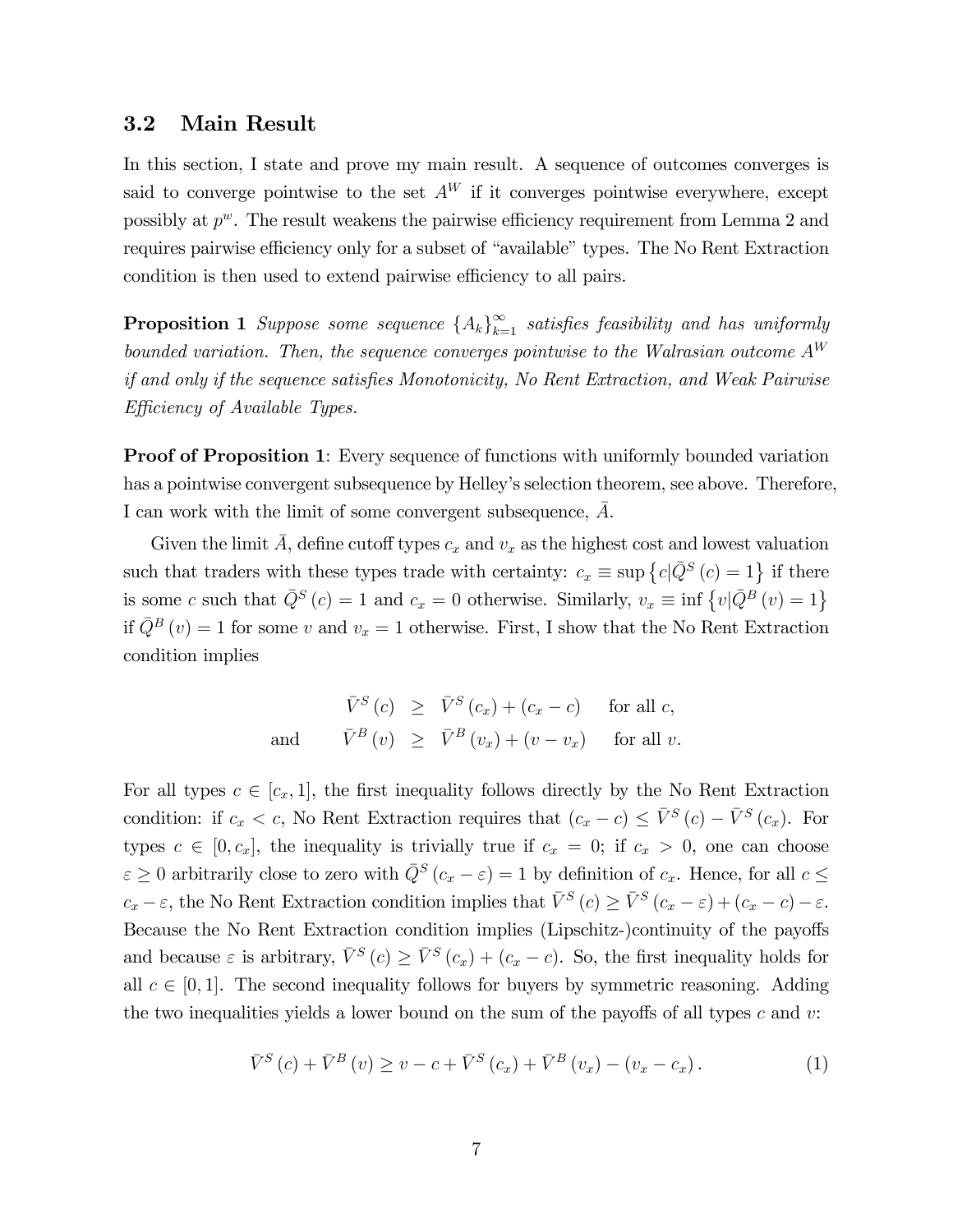### 3.2 Main Result

In this section, I state and prove my main result. A sequence of outcomes converges is said to converge pointwise to the set $A^W$ if it converges pointwise everywhere, except possibly at $p^w$. The result weakens the pairwise efficiency requirement from Lemma 2 and requires pairwise efficiency only for a subset of "available" types. The No Rent Extraction condition is then used to extend pairwise efficiency to all pairs.

**Proposition 1** *Suppose some sequence $\{A_k\}_{k=1}^{\infty}$ satisfies feasibility and has uniformly bounded variation. Then, the sequence converges pointwise to the Walrasian outcome $A^W$ if and only if the sequence satisfies Monotonicity, No Rent Extraction, and Weak Pairwise Efficiency of Available Types.*

**Proof of Proposition 1**: Every sequence of functions with uniformly bounded variation has a pointwise convergent subsequence by Helley's selection theorem, see above. Therefore, I can work with the limit of some convergent subsequence, $\bar{A}$.

Given the limit $\bar{A}$, define cutoff types $c_x$ and $v_x$ as the highest cost and lowest valuation such that traders with these types trade with certainty: $c_x \equiv \sup \left\{ c | \bar{Q}^S(c) = 1 \right\}$ if there is some $c$ such that $\bar{Q}^S(c) = 1$ and $c_x = 0$ otherwise. Similarly, $v_x \equiv \inf \left\{ v | \bar{Q}^B(v) = 1 \right\}$ if $\bar{Q}^B(v) = 1$ for some $v$ and $v_x = 1$ otherwise. First, I show that the No Rent Extraction condition implies

$$
\begin{aligned}
\bar{V}^S(c) &\geq \bar{V}^S(c_x) + (c_x - c) \qquad \text{for all } c, \\
\text{and} \qquad \bar{V}^B(v) &\geq \bar{V}^B(v_x) + (v - v_x) \qquad \text{for all } v.
\end{aligned}
$$

For all types $c \in [c_x, 1]$, the first inequality follows directly by the No Rent Extraction condition: if $c_x < c$, No Rent Extraction requires that $(c_x - c) \leq \bar{V}^S(c) - \bar{V}^S(c_x)$. For types $c \in [0, c_x]$, the inequality is trivially true if $c_x = 0$; if $c_x > 0$, one can choose $\varepsilon \geq 0$ arbitrarily close to zero with $\bar{Q}^S(c_x - \varepsilon) = 1$ by definition of $c_x$. Hence, for all $c \leq c_x - \varepsilon$, the No Rent Extraction condition implies that $\bar{V}^S(c) \geq \bar{V}^S(c_x - \varepsilon) + (c_x - c) - \varepsilon$. Because the No Rent Extraction condition implies (Lipschitz-)continuity of the payoffs and because $\varepsilon$ is arbitrary, $\bar{V}^S(c) \geq \bar{V}^S(c_x) + (c_x - c)$. So, the first inequality holds for all $c \in [0, 1]$. The second inequality follows for buyers by symmetric reasoning. Adding the two inequalities yields a lower bound on the sum of the payoffs of all types $c$ and $v$:

$$
\bar{V}^S(c) + \bar{V}^B(v) \geq v - c + \bar{V}^S(c_x) + \bar{V}^B(v_x) - (v_x - c_x). \tag{1}
$$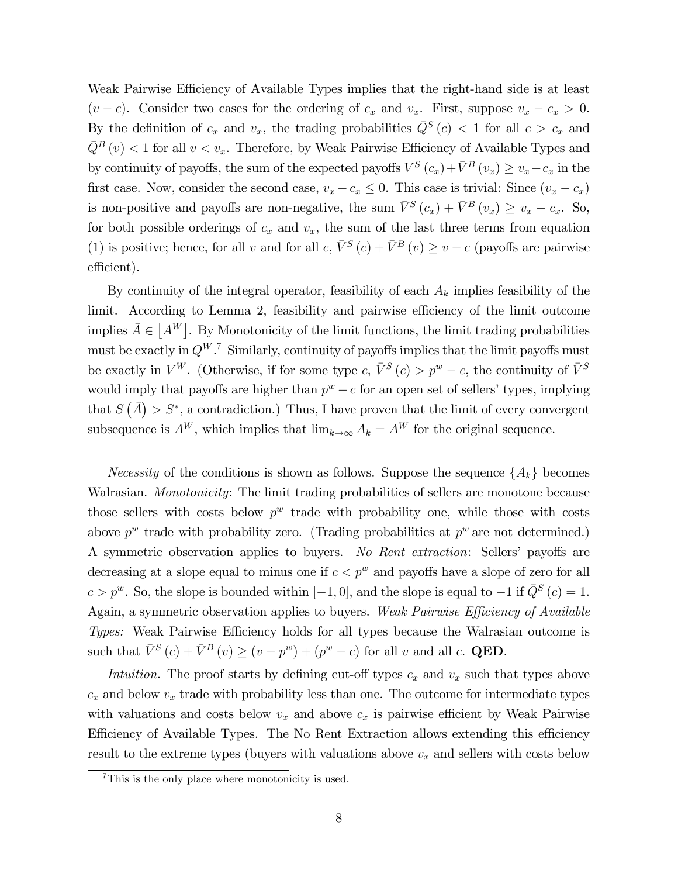Weak Pairwise Efficiency of Available Types implies that the right-hand side is at least $(v - c)$. Consider two cases for the ordering of $c_x$ and $v_x$. First, suppose $v_x - c_x > 0$. By the definition of $c_x$ and $v_x$, the trading probabilities $\bar{Q}^S(c) < 1$ for all $c > c_x$ and $\bar{Q}^B(v) < 1$ for all $v < v_x$. Therefore, by Weak Pairwise Efficiency of Available Types and by continuity of payoffs, the sum of the expected payoffs $V^S(c_x) + \bar{V}^B(v_x) \geq v_x - c_x$ in the first case. Now, consider the second case, $v_x - c_x \leq 0$. This case is trivial: Since $(v_x - c_x)$ is non-positive and payoffs are non-negative, the sum $\bar{V}^S(c_x) + \bar{V}^B(v_x) \geq v_x - c_x$. So, for both possible orderings of $c_x$ and $v_x$, the sum of the last three terms from equation (1) is positive; hence, for all $v$ and for all $c$, $\bar{V}^S(c) + \bar{V}^B(v) \geq v - c$ (payoffs are pairwise efficient).

By continuity of the integral operator, feasibility of each $A_k$ implies feasibility of the limit. According to Lemma 2, feasibility and pairwise efficiency of the limit outcome implies $\bar{A} \in [A^W]$. By Monotonicity of the limit functions, the limit trading probabilities must be exactly in $Q^W$.[7] Similarly, continuity of payoffs implies that the limit payoffs must be exactly in $V^W$. (Otherwise, if for some type $c$, $\bar{V}^S(c) > p^w - c$, the continuity of $\bar{V}^S$ would imply that payoffs are higher than $p^w - c$ for an open set of sellers' types, implying that $S(\bar{A}) > S^*$, a contradiction.) Thus, I have proven that the limit of every convergent subsequence is $A^W$, which implies that $\lim_{k \to \infty} A_k = A^W$ for the original sequence.

*Necessity* of the conditions is shown as follows. Suppose the sequence $\{A_k\}$ becomes Walrasian. *Monotonicity*: The limit trading probabilities of sellers are monotone because those sellers with costs below $p^w$ trade with probability one, while those with costs above $p^w$ trade with probability zero. (Trading probabilities at $p^w$ are not determined.) A symmetric observation applies to buyers. *No Rent extraction*: Sellers' payoffs are decreasing at a slope equal to minus one if $c < p^w$ and payoffs have a slope of zero for all $c > p^w$. So, the slope is bounded within $[-1, 0]$, and the slope is equal to $-1$ if $\bar{Q}^S(c) = 1$. Again, a symmetric observation applies to buyers. *Weak Pairwise Efficiency of Available Types:* Weak Pairwise Efficiency holds for all types because the Walrasian outcome is such that $\bar{V}^S(c) + \bar{V}^B(v) \geq (v - p^w) + (p^w - c)$ for all $v$ and all $c$. **QED**.

*Intuition.* The proof starts by defining cut-off types $c_x$ and $v_x$ such that types above $c_x$ and below $v_x$ trade with probability less than one. The outcome for intermediate types with valuations and costs below $v_x$ and above $c_x$ is pairwise efficient by Weak Pairwise Efficiency of Available Types. The No Rent Extraction allows extending this efficiency result to the extreme types (buyers with valuations above $v_x$ and sellers with costs below

[7] This is the only place where monotonicity is used.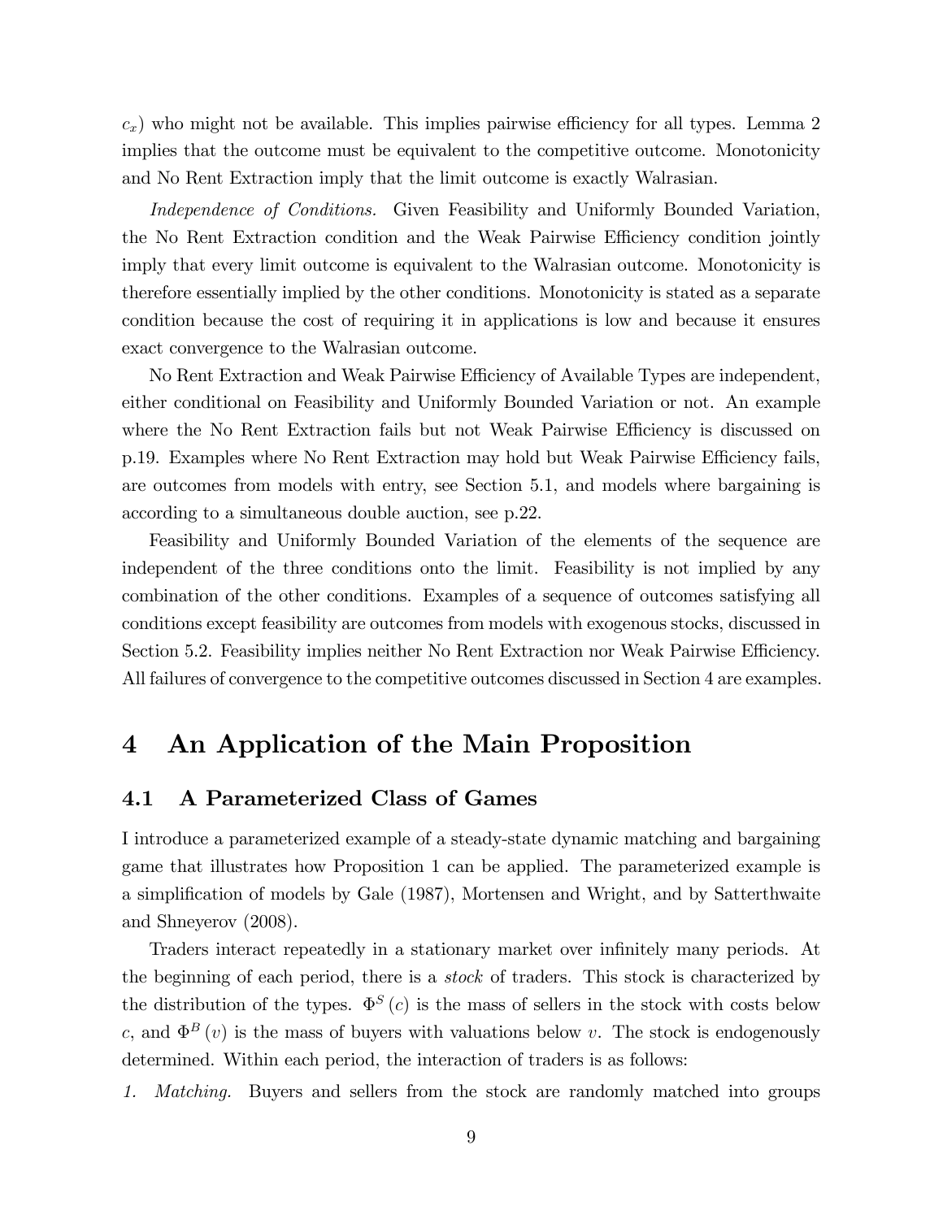$c_x$) who might not be available. This implies pairwise efficiency for all types. Lemma 2 implies that the outcome must be equivalent to the competitive outcome. Monotonicity and No Rent Extraction imply that the limit outcome is exactly Walrasian.

*Independence of Conditions.* Given Feasibility and Uniformly Bounded Variation, the No Rent Extraction condition and the Weak Pairwise Efficiency condition jointly imply that every limit outcome is equivalent to the Walrasian outcome. Monotonicity is therefore essentially implied by the other conditions. Monotonicity is stated as a separate condition because the cost of requiring it in applications is low and because it ensures exact convergence to the Walrasian outcome.

No Rent Extraction and Weak Pairwise Efficiency of Available Types are independent, either conditional on Feasibility and Uniformly Bounded Variation or not. An example where the No Rent Extraction fails but not Weak Pairwise Efficiency is discussed on p.19. Examples where No Rent Extraction may hold but Weak Pairwise Efficiency fails, are outcomes from models with entry, see Section 5.1, and models where bargaining is according to a simultaneous double auction, see p.22.

Feasibility and Uniformly Bounded Variation of the elements of the sequence are independent of the three conditions onto the limit. Feasibility is not implied by any combination of the other conditions. Examples of a sequence of outcomes satisfying all conditions except feasibility are outcomes from models with exogenous stocks, discussed in Section 5.2. Feasibility implies neither No Rent Extraction nor Weak Pairwise Efficiency. All failures of convergence to the competitive outcomes discussed in Section 4 are examples.

# 4 An Application of the Main Proposition

## 4.1 A Parameterized Class of Games

I introduce a parameterized example of a steady-state dynamic matching and bargaining game that illustrates how Proposition 1 can be applied. The parameterized example is a simplification of models by Gale (1987), Mortensen and Wright, and by Satterthwaite and Shneyerov (2008).

Traders interact repeatedly in a stationary market over infinitely many periods. At the beginning of each period, there is a *stock* of traders. This stock is characterized by the distribution of the types. $\Phi^S(c)$ is the mass of sellers in the stock with costs below $c$, and $\Phi^B(v)$ is the mass of buyers with valuations below $v$. The stock is endogenously determined. Within each period, the interaction of traders is as follows:

1. *Matching.* Buyers and sellers from the stock are randomly matched into groups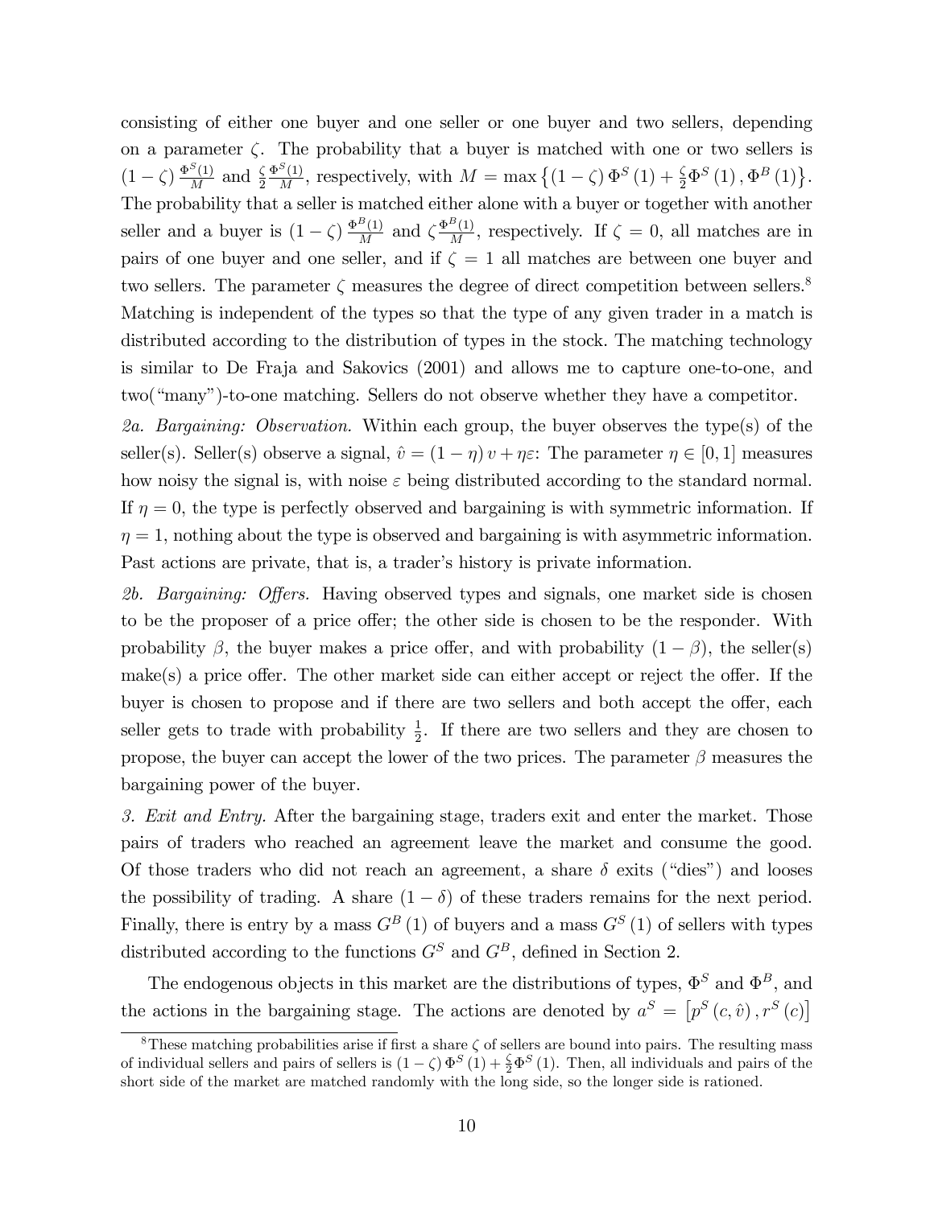consisting of either one buyer and one seller or one buyer and two sellers, depending on a parameter $\zeta$. The probability that a buyer is matched with one or two sellers is $(1-\zeta)\frac{\Phi^S(1)}{M}$ and $\frac{\zeta}{2}\frac{\Phi^S(1)}{M}$, respectively, with $M = \max\left\{(1-\zeta)\Phi^S(1) + \frac{\zeta}{2}\Phi^S(1), \Phi^B(1)\right\}$. The probability that a seller is matched either alone with a buyer or together with another seller and a buyer is $(1-\zeta)\frac{\Phi^B(1)}{M}$ and $\zeta\frac{\Phi^B(1)}{M}$, respectively. If $\zeta = 0$, all matches are in pairs of one buyer and one seller, and if $\zeta = 1$ all matches are between one buyer and two sellers. The parameter $\zeta$ measures the degree of direct competition between sellers.[8] Matching is independent of the types so that the type of any given trader in a match is distributed according to the distribution of types in the stock. The matching technology is similar to De Fraja and Sakovics (2001) and allows me to capture one-to-one, and two("many")-to-one matching. Sellers do not observe whether they have a competitor.

*2a. Bargaining: Observation.* Within each group, the buyer observes the type(s) of the seller(s). Seller(s) observe a signal, $\hat{v} = (1-\eta)v + \eta\varepsilon$: The parameter $\eta \in [0,1]$ measures how noisy the signal is, with noise $\varepsilon$ being distributed according to the standard normal. If $\eta = 0$, the type is perfectly observed and bargaining is with symmetric information. If $\eta = 1$, nothing about the type is observed and bargaining is with asymmetric information. Past actions are private, that is, a trader's history is private information.

*2b. Bargaining: Offers.* Having observed types and signals, one market side is chosen to be the proposer of a price offer; the other side is chosen to be the responder. With probability $\beta$, the buyer makes a price offer, and with probability $(1-\beta)$, the seller(s) make(s) a price offer. The other market side can either accept or reject the offer. If the buyer is chosen to propose and if there are two sellers and both accept the offer, each seller gets to trade with probability $\frac{1}{2}$. If there are two sellers and they are chosen to propose, the buyer can accept the lower of the two prices. The parameter $\beta$ measures the bargaining power of the buyer.

*3. Exit and Entry.* After the bargaining stage, traders exit and enter the market. Those pairs of traders who reached an agreement leave the market and consume the good. Of those traders who did not reach an agreement, a share $\delta$ exits ("dies") and looses the possibility of trading. A share $(1-\delta)$ of these traders remains for the next period. Finally, there is entry by a mass $G^B(1)$ of buyers and a mass $G^S(1)$ of sellers with types distributed according to the functions $G^S$ and $G^B$, defined in Section 2.

The endogenous objects in this market are the distributions of types, $\Phi^S$ and $\Phi^B$, and the actions in the bargaining stage. The actions are denoted by $a^S = \left[p^S(c,\hat{v}), r^S(c)\right]$

[8] These matching probabilities arise if first a share $\zeta$ of sellers are bound into pairs. The resulting mass of individual sellers and pairs of sellers is $(1-\zeta)\Phi^S(1) + \frac{\zeta}{2}\Phi^S(1)$. Then, all individuals and pairs of the short side of the market are matched randomly with the long side, so the longer side is rationed.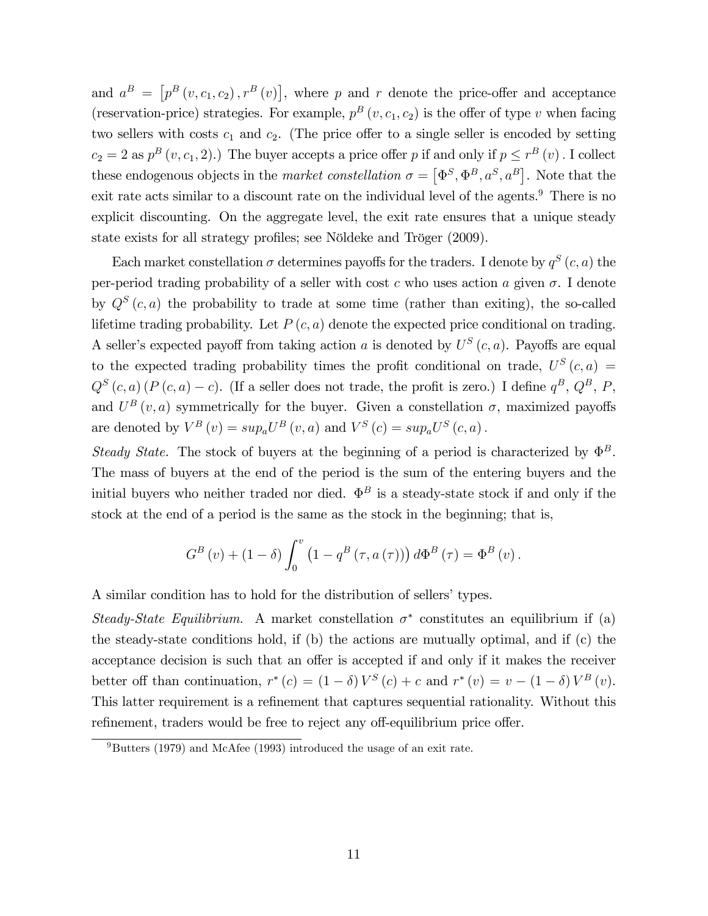and $a^B = \left[p^B(v, c_1, c_2), r^B(v)\right]$, where $p$ and $r$ denote the price-offer and acceptance (reservation-price) strategies. For example, $p^B(v, c_1, c_2)$ is the offer of type $v$ when facing two sellers with costs $c_1$ and $c_2$. (The price offer to a single seller is encoded by setting $c_2 = 2$ as $p^B(v, c_1, 2)$.) The buyer accepts a price offer $p$ if and only if $p \leq r^B(v)$. I collect these endogenous objects in the *market constellation* $\sigma = \left[\Phi^S, \Phi^B, a^S, a^B\right]$. Note that the exit rate acts similar to a discount rate on the individual level of the agents.[9] There is no explicit discounting. On the aggregate level, the exit rate ensures that a unique steady state exists for all strategy profiles; see Nöldeke and Tröger (2009).

Each market constellation $\sigma$ determines payoffs for the traders. I denote by $q^S(c, a)$ the per-period trading probability of a seller with cost $c$ who uses action $a$ given $\sigma$. I denote by $Q^S(c, a)$ the probability to trade at some time (rather than exiting), the so-called lifetime trading probability. Let $P(c, a)$ denote the expected price conditional on trading. A seller's expected payoff from taking action $a$ is denoted by $U^S(c, a)$. Payoffs are equal to the expected trading probability times the profit conditional on trade, $U^S(c, a) = Q^S(c, a)(P(c, a) - c)$. (If a seller does not trade, the profit is zero.) I define $q^B$, $Q^B$, $P$, and $U^B(v, a)$ symmetrically for the buyer. Given a constellation $\sigma$, maximized payoffs are denoted by $V^B(v) = sup_a U^B(v, a)$ and $V^S(c) = sup_a U^S(c, a)$.

*Steady State.* The stock of buyers at the beginning of a period is characterized by $\Phi^B$. The mass of buyers at the end of the period is the sum of the entering buyers and the initial buyers who neither traded nor died. $\Phi^B$ is a steady-state stock if and only if the stock at the end of a period is the same as the stock in the beginning; that is,

$$G^B(v) + (1 - \delta) \int_0^v \left(1 - q^B(\tau, a(\tau))\right) d\Phi^B(\tau) = \Phi^B(v).$$

A similar condition has to hold for the distribution of sellers' types.

*Steady-State Equilibrium.* A market constellation $\sigma^*$ constitutes an equilibrium if (a) the steady-state conditions hold, if (b) the actions are mutually optimal, and if (c) the acceptance decision is such that an offer is accepted if and only if it makes the receiver better off than continuation, $r^*(c) = (1 - \delta) V^S(c) + c$ and $r^*(v) = v - (1 - \delta) V^B(v)$. This latter requirement is a refinement that captures sequential rationality. Without this refinement, traders would be free to reject any off-equilibrium price offer.

[9] Butters (1979) and McAfee (1993) introduced the usage of an exit rate.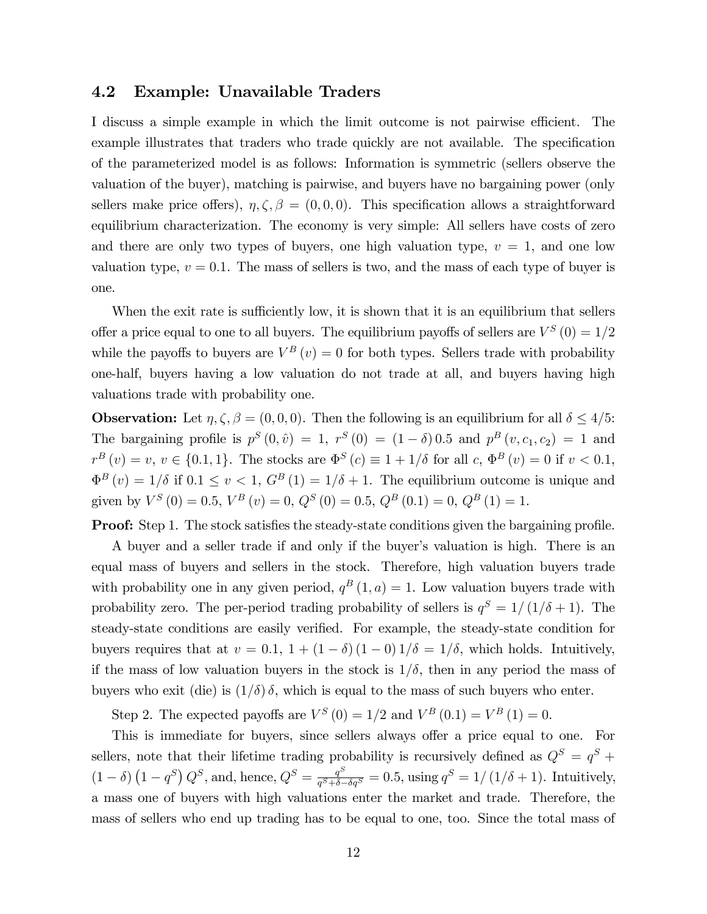### 4.2 Example: Unavailable Traders

I discuss a simple example in which the limit outcome is not pairwise efficient. The example illustrates that traders who trade quickly are not available. The specification of the parameterized model is as follows: Information is symmetric (sellers observe the valuation of the buyer), matching is pairwise, and buyers have no bargaining power (only sellers make price offers), $\eta, \zeta, \beta = (0, 0, 0)$. This specification allows a straightforward equilibrium characterization. The economy is very simple: All sellers have costs of zero and there are only two types of buyers, one high valuation type, $v = 1$, and one low valuation type, $v = 0.1$. The mass of sellers is two, and the mass of each type of buyer is one.

When the exit rate is sufficiently low, it is shown that it is an equilibrium that sellers offer a price equal to one to all buyers. The equilibrium payoffs of sellers are $V^S(0) = 1/2$ while the payoffs to buyers are $V^B(v) = 0$ for both types. Sellers trade with probability one-half, buyers having a low valuation do not trade at all, and buyers having high valuations trade with probability one.

**Observation:** Let $\eta, \zeta, \beta = (0, 0, 0)$. Then the following is an equilibrium for all $\delta \leq 4/5$: The bargaining profile is $p^S(0, \hat{v}) = 1$, $r^S(0) = (1 - \delta) 0.5$ and $p^B(v, c_1, c_2) = 1$ and $r^B(v) = v$, $v \in \{0.1, 1\}$. The stocks are $\Phi^S(c) \equiv 1 + 1/\delta$ for all $c$, $\Phi^B(v) = 0$ if $v < 0.1$, $\Phi^B(v) = 1/\delta$ if $0.1 \leq v < 1$, $G^B(1) = 1/\delta + 1$. The equilibrium outcome is unique and given by $V^S(0) = 0.5$, $V^B(v) = 0$, $Q^S(0) = 0.5$, $Q^B(0.1) = 0$, $Q^B(1) = 1$.

**Proof:** Step 1. The stock satisfies the steady-state conditions given the bargaining profile.

A buyer and a seller trade if and only if the buyer's valuation is high. There is an equal mass of buyers and sellers in the stock. Therefore, high valuation buyers trade with probability one in any given period, $q^B(1, a) = 1$. Low valuation buyers trade with probability zero. The per-period trading probability of sellers is $q^S = 1/(1/\delta + 1)$. The steady-state conditions are easily verified. For example, the steady-state condition for buyers requires that at $v = 0.1$, $1 + (1 - \delta)(1 - 0) 1/\delta = 1/\delta$, which holds. Intuitively, if the mass of low valuation buyers in the stock is $1/\delta$, then in any period the mass of buyers who exit (die) is $(1/\delta)\delta$, which is equal to the mass of such buyers who enter.

Step 2. The expected payoffs are $V^S(0) = 1/2$ and $V^B(0.1) = V^B(1) = 0$.

This is immediate for buyers, since sellers always offer a price equal to one. For sellers, note that their lifetime trading probability is recursively defined as $Q^S = q^S + (1 - \delta)(1 - q^S) Q^S$, and, hence, $Q^S = \frac{q^S}{q^S + \delta - \delta q^S} = 0.5$, using $q^S = 1/(1/\delta + 1)$. Intuitively, a mass one of buyers with high valuations enter the market and trade. Therefore, the mass of sellers who end up trading has to be equal to one, too. Since the total mass of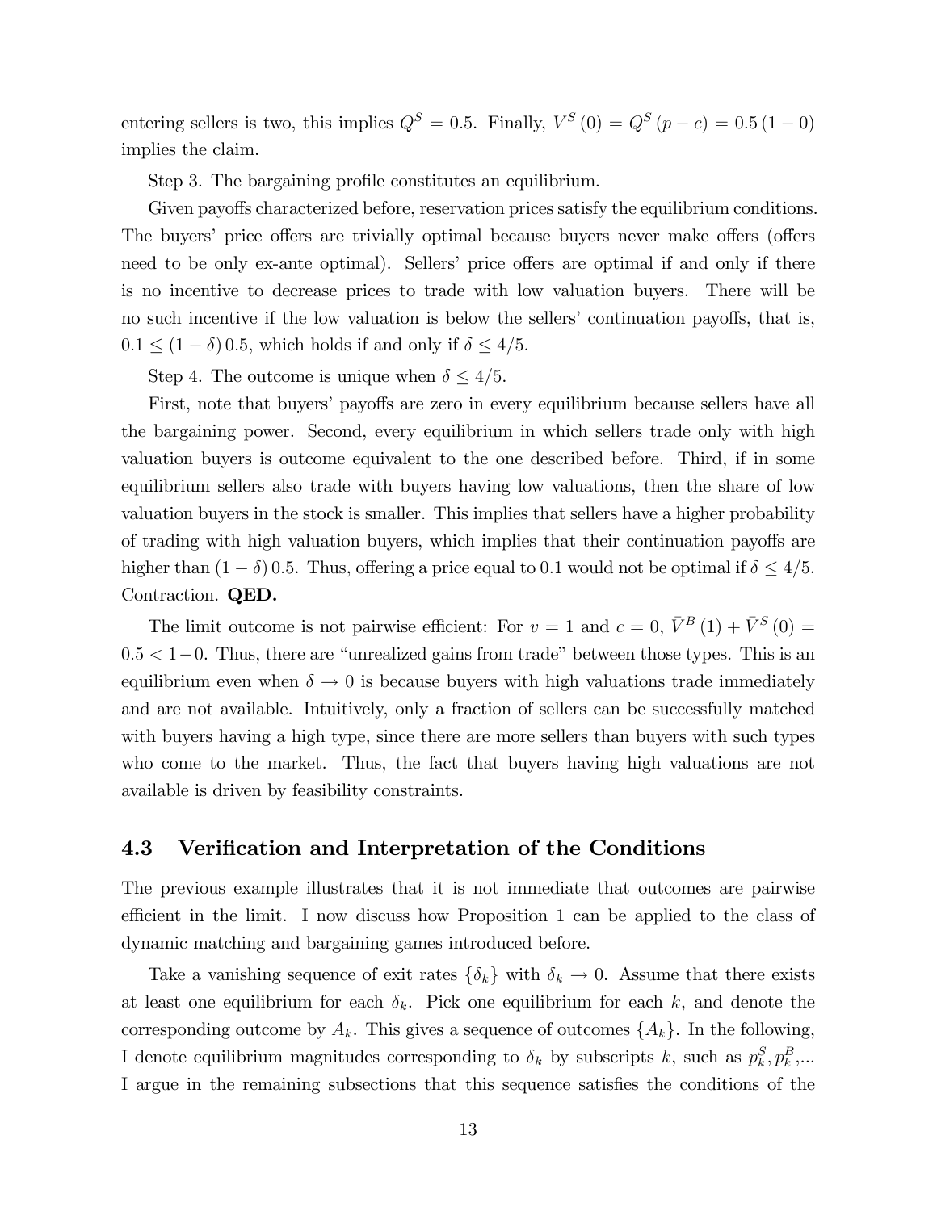entering sellers is two, this implies $Q^S = 0.5$. Finally, $V^S(0) = Q^S(p - c) = 0.5(1 - 0)$ implies the claim.

Step 3. The bargaining profile constitutes an equilibrium.

Given payoffs characterized before, reservation prices satisfy the equilibrium conditions. The buyers' price offers are trivially optimal because buyers never make offers (offers need to be only ex-ante optimal). Sellers' price offers are optimal if and only if there is no incentive to decrease prices to trade with low valuation buyers. There will be no such incentive if the low valuation is below the sellers' continuation payoffs, that is, $0.1 \leq (1 - \delta) 0.5$, which holds if and only if $\delta \leq 4/5$.

Step 4. The outcome is unique when $\delta \leq 4/5$.

First, note that buyers' payoffs are zero in every equilibrium because sellers have all the bargaining power. Second, every equilibrium in which sellers trade only with high valuation buyers is outcome equivalent to the one described before. Third, if in some equilibrium sellers also trade with buyers having low valuations, then the share of low valuation buyers in the stock is smaller. This implies that sellers have a higher probability of trading with high valuation buyers, which implies that their continuation payoffs are higher than $(1 - \delta) 0.5$. Thus, offering a price equal to 0.1 would not be optimal if $\delta \leq 4/5$. Contraction. **QED.**

The limit outcome is not pairwise efficient: For $v = 1$ and $c = 0$, $\bar{V}^B(1) + \bar{V}^S(0) = 0.5 < 1 - 0$. Thus, there are "unrealized gains from trade" between those types. This is an equilibrium even when $\delta \to 0$ is because buyers with high valuations trade immediately and are not available. Intuitively, only a fraction of sellers can be successfully matched with buyers having a high type, since there are more sellers than buyers with such types who come to the market. Thus, the fact that buyers having high valuations are not available is driven by feasibility constraints.

## 4.3 Verification and Interpretation of the Conditions

The previous example illustrates that it is not immediate that outcomes are pairwise efficient in the limit. I now discuss how Proposition 1 can be applied to the class of dynamic matching and bargaining games introduced before.

Take a vanishing sequence of exit rates $\{\delta_k\}$ with $\delta_k \to 0$. Assume that there exists at least one equilibrium for each $\delta_k$. Pick one equilibrium for each $k$, and denote the corresponding outcome by $A_k$. This gives a sequence of outcomes $\{A_k\}$. In the following, I denote equilibrium magnitudes corresponding to $\delta_k$ by subscripts $k$, such as $p_k^S, p_k^B$,... I argue in the remaining subsections that this sequence satisfies the conditions of the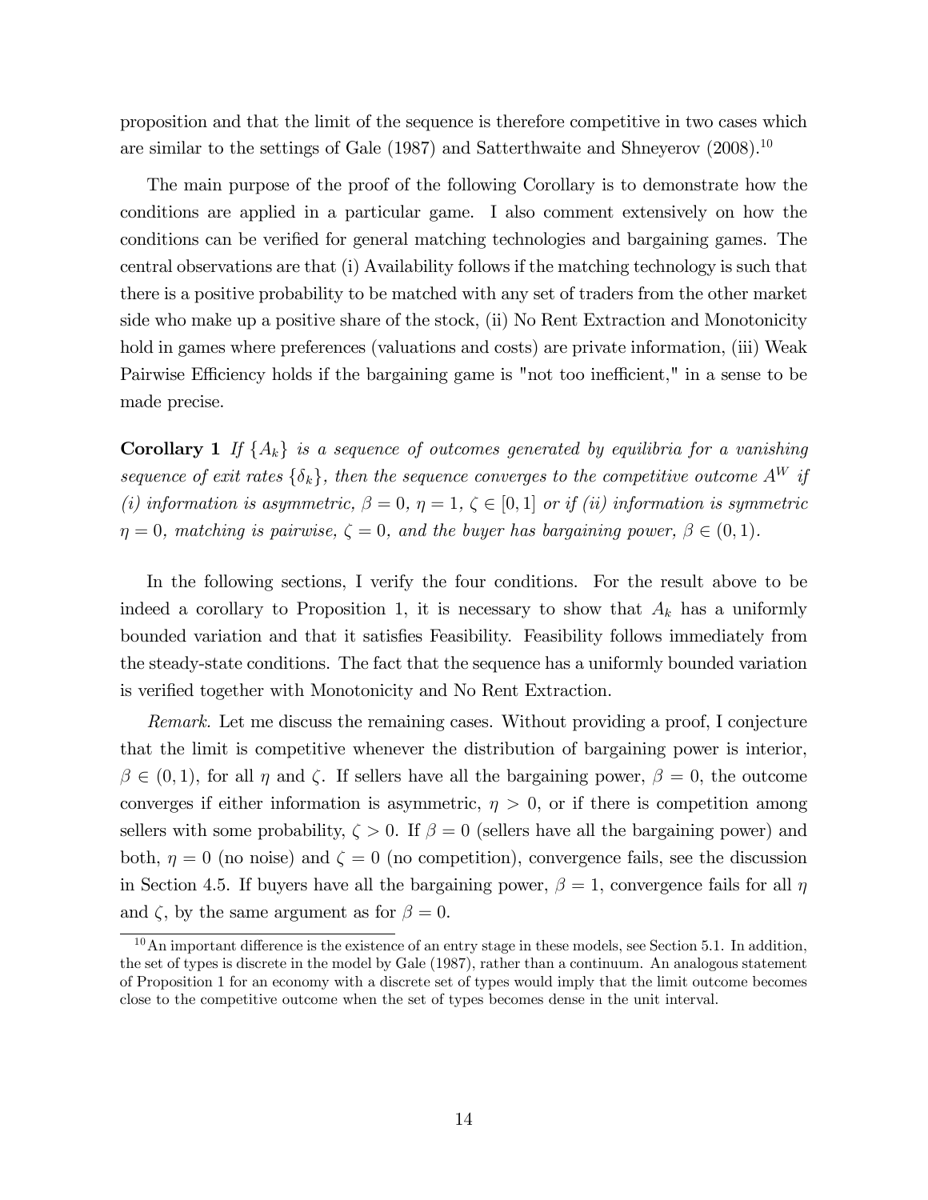proposition and that the limit of the sequence is therefore competitive in two cases which are similar to the settings of Gale (1987) and Satterthwaite and Shneyerov (2008).[10]

The main purpose of the proof of the following Corollary is to demonstrate how the conditions are applied in a particular game. I also comment extensively on how the conditions can be verified for general matching technologies and bargaining games. The central observations are that (i) Availability follows if the matching technology is such that there is a positive probability to be matched with any set of traders from the other market side who make up a positive share of the stock, (ii) No Rent Extraction and Monotonicity hold in games where preferences (valuations and costs) are private information, (iii) Weak Pairwise Efficiency holds if the bargaining game is "not too inefficient," in a sense to be made precise.

**Corollary 1** *If $\{A_k\}$ is a sequence of outcomes generated by equilibria for a vanishing sequence of exit rates $\{\delta_k\}$, then the sequence converges to the competitive outcome $A^W$ if (i) information is asymmetric, $\beta = 0$, $\eta = 1$, $\zeta \in [0, 1]$ or if (ii) information is symmetric $\eta = 0$, matching is pairwise, $\zeta = 0$, and the buyer has bargaining power, $\beta \in (0, 1)$.*

In the following sections, I verify the four conditions. For the result above to be indeed a corollary to Proposition 1, it is necessary to show that $A_k$ has a uniformly bounded variation and that it satisfies Feasibility. Feasibility follows immediately from the steady-state conditions. The fact that the sequence has a uniformly bounded variation is verified together with Monotonicity and No Rent Extraction.

*Remark.* Let me discuss the remaining cases. Without providing a proof, I conjecture that the limit is competitive whenever the distribution of bargaining power is interior, $\beta \in (0, 1)$, for all $\eta$ and $\zeta$. If sellers have all the bargaining power, $\beta = 0$, the outcome converges if either information is asymmetric, $\eta > 0$, or if there is competition among sellers with some probability, $\zeta > 0$. If $\beta = 0$ (sellers have all the bargaining power) and both, $\eta = 0$ (no noise) and $\zeta = 0$ (no competition), convergence fails, see the discussion in Section 4.5. If buyers have all the bargaining power, $\beta = 1$, convergence fails for all $\eta$ and $\zeta$, by the same argument as for $\beta = 0$.

[10] An important difference is the existence of an entry stage in these models, see Section 5.1. In addition, the set of types is discrete in the model by Gale (1987), rather than a continuum. An analogous statement of Proposition 1 for an economy with a discrete set of types would imply that the limit outcome becomes close to the competitive outcome when the set of types becomes dense in the unit interval.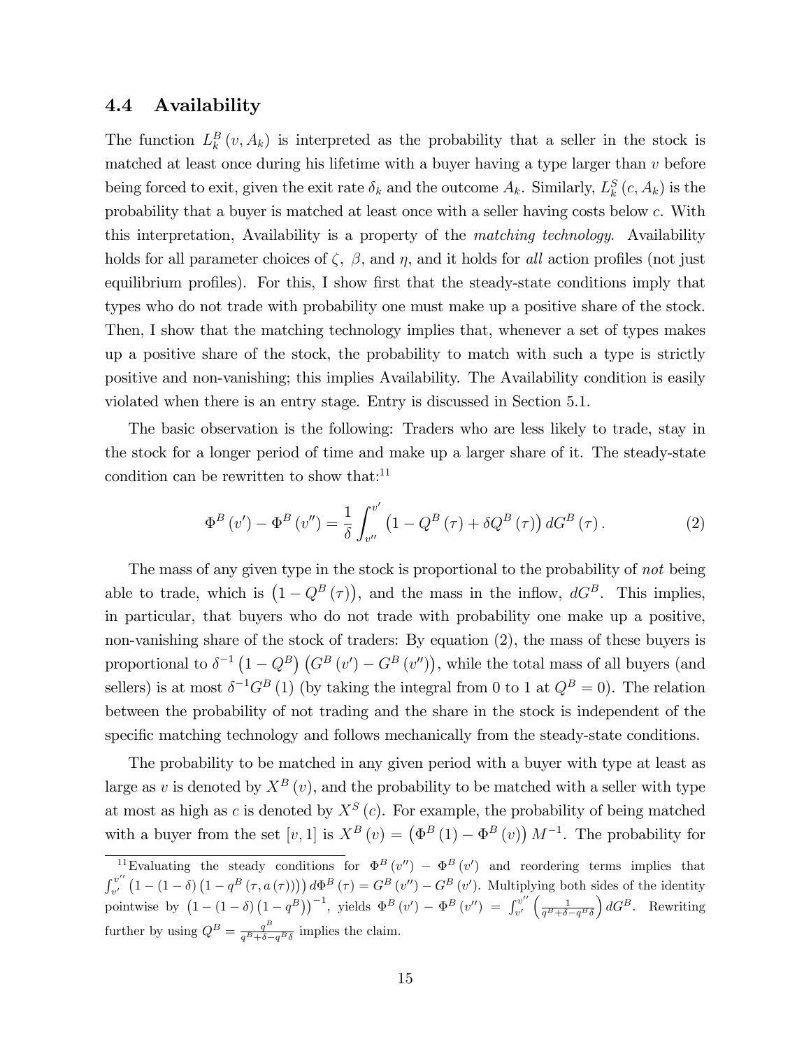## 4.4 Availability

The function $L_k^B(v, A_k)$ is interpreted as the probability that a seller in the stock is matched at least once during his lifetime with a buyer having a type larger than $v$ before being forced to exit, given the exit rate $\delta_k$ and the outcome $A_k$. Similarly, $L_k^S(c, A_k)$ is the probability that a buyer is matched at least once with a seller having costs below $c$. With this interpretation, Availability is a property of the *matching technology*. Availability holds for all parameter choices of $\zeta$, $\beta$, and $\eta$, and it holds for *all* action profiles (not just equilibrium profiles). For this, I show first that the steady-state conditions imply that types who do not trade with probability one must make up a positive share of the stock. Then, I show that the matching technology implies that, whenever a set of types makes up a positive share of the stock, the probability to match with such a type is strictly positive and non-vanishing; this implies Availability. The Availability condition is easily violated when there is an entry stage. Entry is discussed in Section 5.1.

The basic observation is the following: Traders who are less likely to trade, stay in the stock for a longer period of time and make up a larger share of it. The steady-state condition can be rewritten to show that:[11]

$$\Phi^B(v') - \Phi^B(v'') = \frac{1}{\delta} \int_{v''}^{v'} \left(1 - Q^B(\tau) + \delta Q^B(\tau)\right) dG^B(\tau). \tag{2}$$

The mass of any given type in the stock is proportional to the probability of *not* being able to trade, which is $\left(1 - Q^B(\tau)\right)$, and the mass in the inflow, $dG^B$. This implies, in particular, that buyers who do not trade with probability one make up a positive, non-vanishing share of the stock of traders: By equation (2), the mass of these buyers is proportional to $\delta^{-1}\left(1 - Q^B\right)\left(G^B(v') - G^B(v'')\right)$, while the total mass of all buyers (and sellers) is at most $\delta^{-1}G^B(1)$ (by taking the integral from 0 to 1 at $Q^B = 0$). The relation between the probability of not trading and the share in the stock is independent of the specific matching technology and follows mechanically from the steady-state conditions.

The probability to be matched in any given period with a buyer with type at least as large as $v$ is denoted by $X^B(v)$, and the probability to be matched with a seller with type at most as high as $c$ is denoted by $X^S(c)$. For example, the probability of being matched with a buyer from the set $[v, 1]$ is $X^B(v) = \left(\Phi^B(1) - \Phi^B(v)\right) M^{-1}$. The probability for

[11] Evaluating the steady conditions for $\Phi^B(v'') - \Phi^B(v')$ and reordering terms implies that $\int_{v'}^{v''} \left(1 - (1-\delta)\left(1 - q^B(\tau, a(\tau))\right)\right) d\Phi^B(\tau) = G^B(v'') - G^B(v')$. Multiplying both sides of the identity pointwise by $\left(1 - (1-\delta)\left(1 - q^B\right)\right)^{-1}$, yields $\Phi^B(v') - \Phi^B(v'') = \int_{v'}^{v''} \left(\frac{1}{q^B + \delta - q^B\delta}\right) dG^B$. Rewriting further by using $Q^B = \frac{q^B}{q^B + \delta - q^B\delta}$ implies the claim.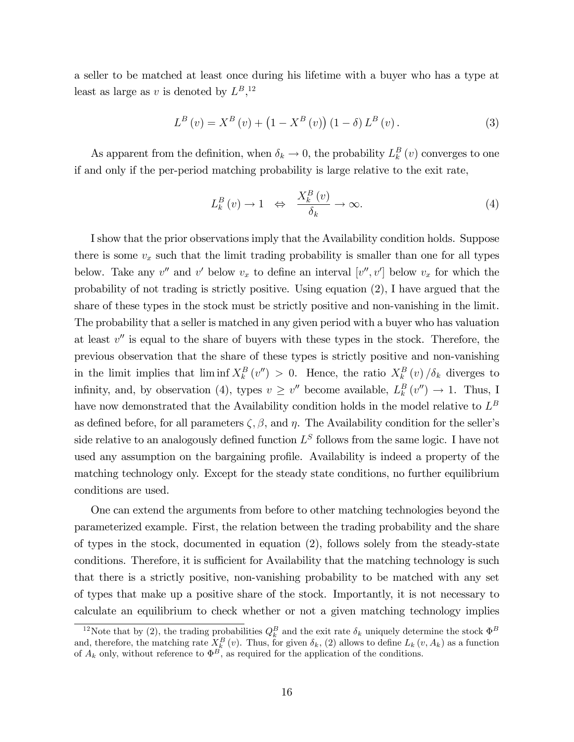a seller to be matched at least once during his lifetime with a buyer who has a type at least as large as $v$ is denoted by $L^B$,[12]

$$L^B(v) = X^B(v) + \left(1 - X^B(v)\right)(1-\delta) L^B(v). \tag{3}$$

As apparent from the definition, when $\delta_k \to 0$, the probability $L_k^B(v)$ converges to one if and only if the per-period matching probability is large relative to the exit rate,

$$L_k^B(v) \to 1 \quad \Leftrightarrow \quad \frac{X_k^B(v)}{\delta_k} \to \infty. \tag{4}$$

I show that the prior observations imply that the Availability condition holds. Suppose there is some $v_x$ such that the limit trading probability is smaller than one for all types below. Take any $v''$ and $v'$ below $v_x$ to define an interval $[v'', v']$ below $v_x$ for which the probability of not trading is strictly positive. Using equation (2), I have argued that the share of these types in the stock must be strictly positive and non-vanishing in the limit. The probability that a seller is matched in any given period with a buyer who has valuation at least $v''$ is equal to the share of buyers with these types in the stock. Therefore, the previous observation that the share of these types is strictly positive and non-vanishing in the limit implies that $\liminf X_k^B(v'') > 0$. Hence, the ratio $X_k^B(v)/\delta_k$ diverges to infinity, and, by observation (4), types $v \geq v''$ become available, $L_k^B(v'') \to 1$. Thus, I have now demonstrated that the Availability condition holds in the model relative to $L^B$ as defined before, for all parameters $\zeta, \beta$, and $\eta$. The Availability condition for the seller's side relative to an analogously defined function $L^S$ follows from the same logic. I have not used any assumption on the bargaining profile. Availability is indeed a property of the matching technology only. Except for the steady state conditions, no further equilibrium conditions are used.

One can extend the arguments from before to other matching technologies beyond the parameterized example. First, the relation between the trading probability and the share of types in the stock, documented in equation (2), follows solely from the steady-state conditions. Therefore, it is sufficient for Availability that the matching technology is such that there is a strictly positive, non-vanishing probability to be matched with any set of types that make up a positive share of the stock. Importantly, it is not necessary to calculate an equilibrium to check whether or not a given matching technology implies

[12] Note that by (2), the trading probabilities $Q_k^B$ and the exit rate $\delta_k$ uniquely determine the stock $\Phi^B$ and, therefore, the matching rate $X_k^B(v)$. Thus, for given $\delta_k$, (2) allows to define $L_k(v, A_k)$ as a function of $A_k$ only, without reference to $\Phi^B$, as required for the application of the conditions.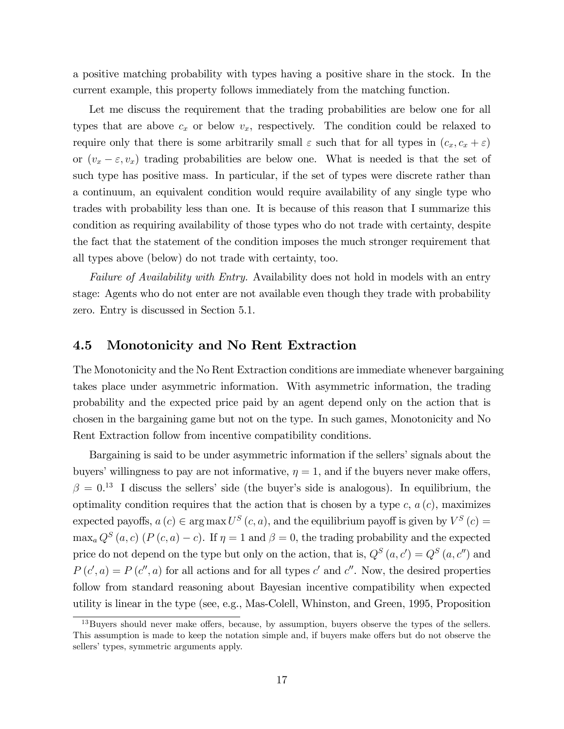a positive matching probability with types having a positive share in the stock. In the current example, this property follows immediately from the matching function.

Let me discuss the requirement that the trading probabilities are below one for all types that are above $c_x$ or below $v_x$, respectively. The condition could be relaxed to require only that there is some arbitrarily small $\varepsilon$ such that for all types in $(c_x, c_x + \varepsilon)$ or $(v_x - \varepsilon, v_x)$ trading probabilities are below one. What is needed is that the set of such type has positive mass. In particular, if the set of types were discrete rather than a continuum, an equivalent condition would require availability of any single type who trades with probability less than one. It is because of this reason that I summarize this condition as requiring availability of those types who do not trade with certainty, despite the fact that the statement of the condition imposes the much stronger requirement that all types above (below) do not trade with certainty, too.

*Failure of Availability with Entry.* Availability does not hold in models with an entry stage: Agents who do not enter are not available even though they trade with probability zero. Entry is discussed in Section 5.1.

## 4.5 Monotonicity and No Rent Extraction

The Monotonicity and the No Rent Extraction conditions are immediate whenever bargaining takes place under asymmetric information. With asymmetric information, the trading probability and the expected price paid by an agent depend only on the action that is chosen in the bargaining game but not on the type. In such games, Monotonicity and No Rent Extraction follow from incentive compatibility conditions.

Bargaining is said to be under asymmetric information if the sellers' signals about the buyers' willingness to pay are not informative, $\eta = 1$, and if the buyers never make offers, $\beta = 0$.[13] I discuss the sellers' side (the buyer's side is analogous). In equilibrium, the optimality condition requires that the action that is chosen by a type $c$, $a(c)$, maximizes expected payoffs, $a(c) \in \arg\max U^S(c, a)$, and the equilibrium payoff is given by $V^S(c) = \max_a Q^S(a, c)(P(c, a) - c)$. If $\eta = 1$ and $\beta = 0$, the trading probability and the expected price do not depend on the type but only on the action, that is, $Q^S(a, c') = Q^S(a, c'')$ and $P(c', a) = P(c'', a)$ for all actions and for all types $c'$ and $c''$. Now, the desired properties follow from standard reasoning about Bayesian incentive compatibility when expected utility is linear in the type (see, e.g., Mas-Colell, Whinston, and Green, 1995, Proposition

[13] Buyers should never make offers, because, by assumption, buyers observe the types of the sellers. This assumption is made to keep the notation simple and, if buyers make offers but do not observe the sellers' types, symmetric arguments apply.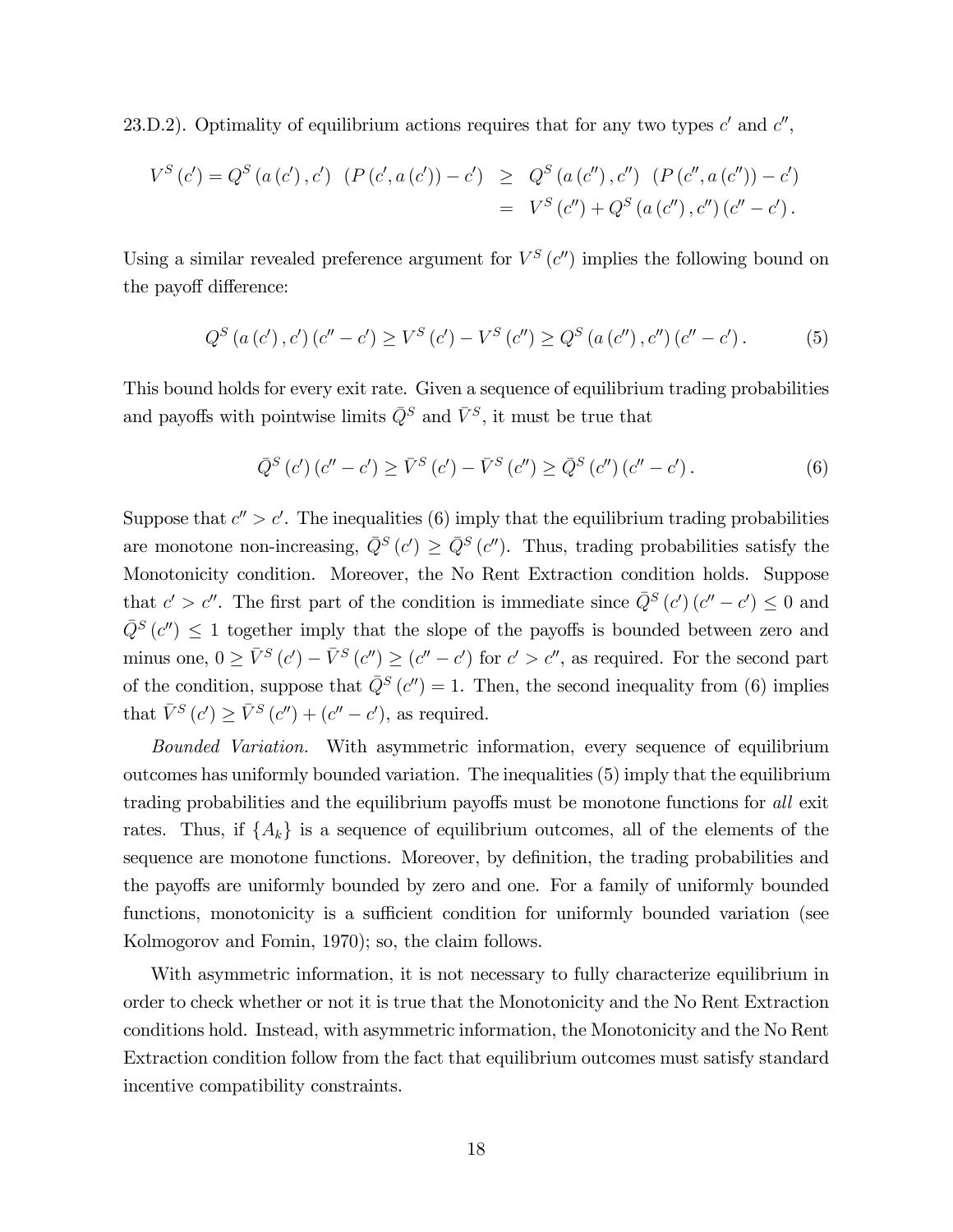23.D.2). Optimality of equilibrium actions requires that for any two types $c'$ and $c''$,

$$
\begin{aligned}
V^S(c') = Q^S(a(c'), c') \;\; (P(c', a(c')) - c') \;&\geq\; Q^S(a(c''), c'') \;\; (P(c'', a(c'')) - c') \\
&=\; V^S(c'') + Q^S(a(c''), c'')(c'' - c').
\end{aligned}
$$

Using a similar revealed preference argument for $V^S(c'')$ implies the following bound on the payoff difference:

$$
Q^S(a(c'), c')(c'' - c') \geq V^S(c') - V^S(c'') \geq Q^S(a(c''), c'')(c'' - c'). \tag{5}
$$

This bound holds for every exit rate. Given a sequence of equilibrium trading probabilities and payoffs with pointwise limits $\bar{Q}^S$ and $\bar{V}^S$, it must be true that

$$
\bar{Q}^S(c')(c'' - c') \geq \bar{V}^S(c') - \bar{V}^S(c'') \geq \bar{Q}^S(c'')(c'' - c'). \tag{6}
$$

Suppose that $c'' > c'$. The inequalities (6) imply that the equilibrium trading probabilities are monotone non-increasing, $\bar{Q}^S(c') \geq \bar{Q}^S(c'')$. Thus, trading probabilities satisfy the Monotonicity condition. Moreover, the No Rent Extraction condition holds. Suppose that $c' > c''$. The first part of the condition is immediate since $\bar{Q}^S(c')(c'' - c') \leq 0$ and $\bar{Q}^S(c'') \leq 1$ together imply that the slope of the payoffs is bounded between zero and minus one, $0 \geq \bar{V}^S(c') - \bar{V}^S(c'') \geq (c'' - c')$ for $c' > c''$, as required. For the second part of the condition, suppose that $\bar{Q}^S(c'') = 1$. Then, the second inequality from (6) implies that $\bar{V}^S(c') \geq \bar{V}^S(c'') + (c'' - c')$, as required.

*Bounded Variation.* With asymmetric information, every sequence of equilibrium outcomes has uniformly bounded variation. The inequalities (5) imply that the equilibrium trading probabilities and the equilibrium payoffs must be monotone functions for *all* exit rates. Thus, if $\{A_k\}$ is a sequence of equilibrium outcomes, all of the elements of the sequence are monotone functions. Moreover, by definition, the trading probabilities and the payoffs are uniformly bounded by zero and one. For a family of uniformly bounded functions, monotonicity is a sufficient condition for uniformly bounded variation (see Kolmogorov and Fomin, 1970); so, the claim follows.

With asymmetric information, it is not necessary to fully characterize equilibrium in order to check whether or not it is true that the Monotonicity and the No Rent Extraction conditions hold. Instead, with asymmetric information, the Monotonicity and the No Rent Extraction condition follow from the fact that equilibrium outcomes must satisfy standard incentive compatibility constraints.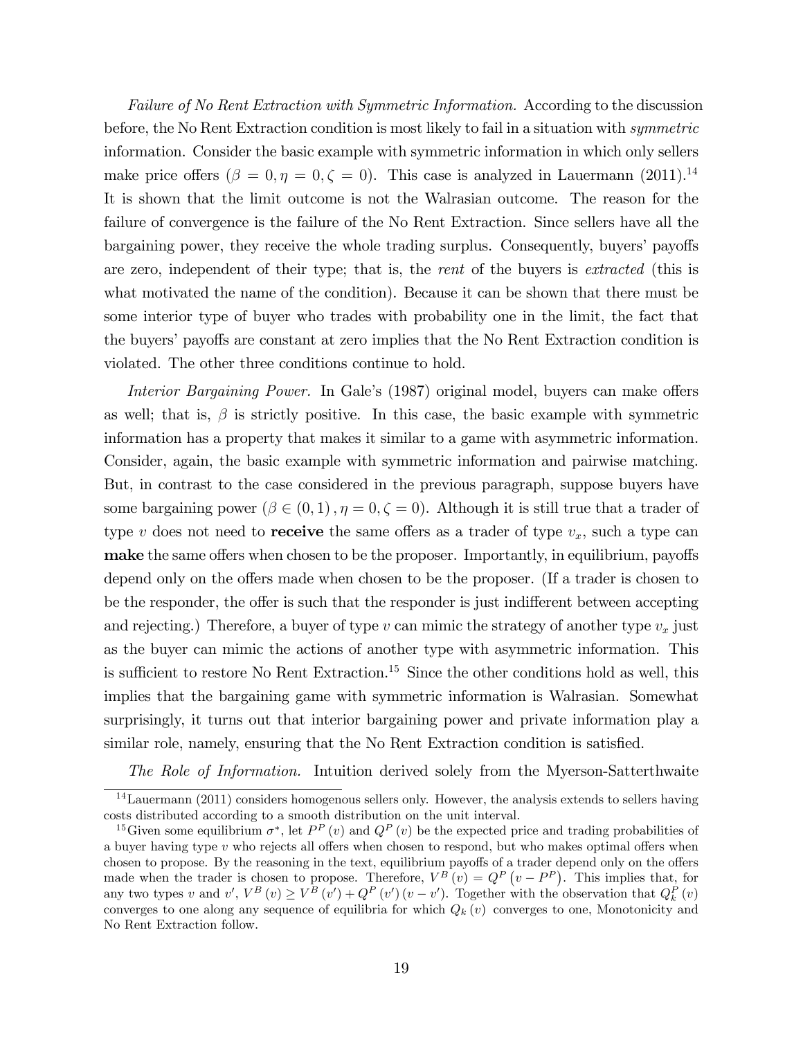*Failure of No Rent Extraction with Symmetric Information.* According to the discussion before, the No Rent Extraction condition is most likely to fail in a situation with *symmetric* information. Consider the basic example with symmetric information in which only sellers make price offers ($\beta = 0, \eta = 0, \zeta = 0$). This case is analyzed in Lauermann (2011).[14] It is shown that the limit outcome is not the Walrasian outcome. The reason for the failure of convergence is the failure of the No Rent Extraction. Since sellers have all the bargaining power, they receive the whole trading surplus. Consequently, buyers' payoffs are zero, independent of their type; that is, the *rent* of the buyers is *extracted* (this is what motivated the name of the condition). Because it can be shown that there must be some interior type of buyer who trades with probability one in the limit, the fact that the buyers' payoffs are constant at zero implies that the No Rent Extraction condition is violated. The other three conditions continue to hold.

*Interior Bargaining Power.* In Gale's (1987) original model, buyers can make offers as well; that is, $\beta$ is strictly positive. In this case, the basic example with symmetric information has a property that makes it similar to a game with asymmetric information. Consider, again, the basic example with symmetric information and pairwise matching. But, in contrast to the case considered in the previous paragraph, suppose buyers have some bargaining power ($\beta \in (0, 1), \eta = 0, \zeta = 0$). Although it is still true that a trader of type $v$ does not need to **receive** the same offers as a trader of type $v_x$, such a type can **make** the same offers when chosen to be the proposer. Importantly, in equilibrium, payoffs depend only on the offers made when chosen to be the proposer. (If a trader is chosen to be the responder, the offer is such that the responder is just indifferent between accepting and rejecting.) Therefore, a buyer of type $v$ can mimic the strategy of another type $v_x$ just as the buyer can mimic the actions of another type with asymmetric information. This is sufficient to restore No Rent Extraction.[15] Since the other conditions hold as well, this implies that the bargaining game with symmetric information is Walrasian. Somewhat surprisingly, it turns out that interior bargaining power and private information play a similar role, namely, ensuring that the No Rent Extraction condition is satisfied.

*The Role of Information.* Intuition derived solely from the Myerson-Satterthwaite

[14] Lauermann (2011) considers homogenous sellers only. However, the analysis extends to sellers having costs distributed according to a smooth distribution on the unit interval.

[15] Given some equilibrium $\sigma^*$, let $P^P(v)$ and $Q^P(v)$ be the expected price and trading probabilities of a buyer having type $v$ who rejects all offers when chosen to respond, but who makes optimal offers when chosen to propose. By the reasoning in the text, equilibrium payoffs of a trader depend only on the offers made when the trader is chosen to propose. Therefore, $V^B(v) = Q^P(v - P^P)$. This implies that, for any two types $v$ and $v'$, $V^B(v) \geq V^B(v') + Q^P(v')(v - v')$. Together with the observation that $Q_k^P(v)$ converges to one along any sequence of equilibria for which $Q_k(v)$ converges to one, Monotonicity and No Rent Extraction follow.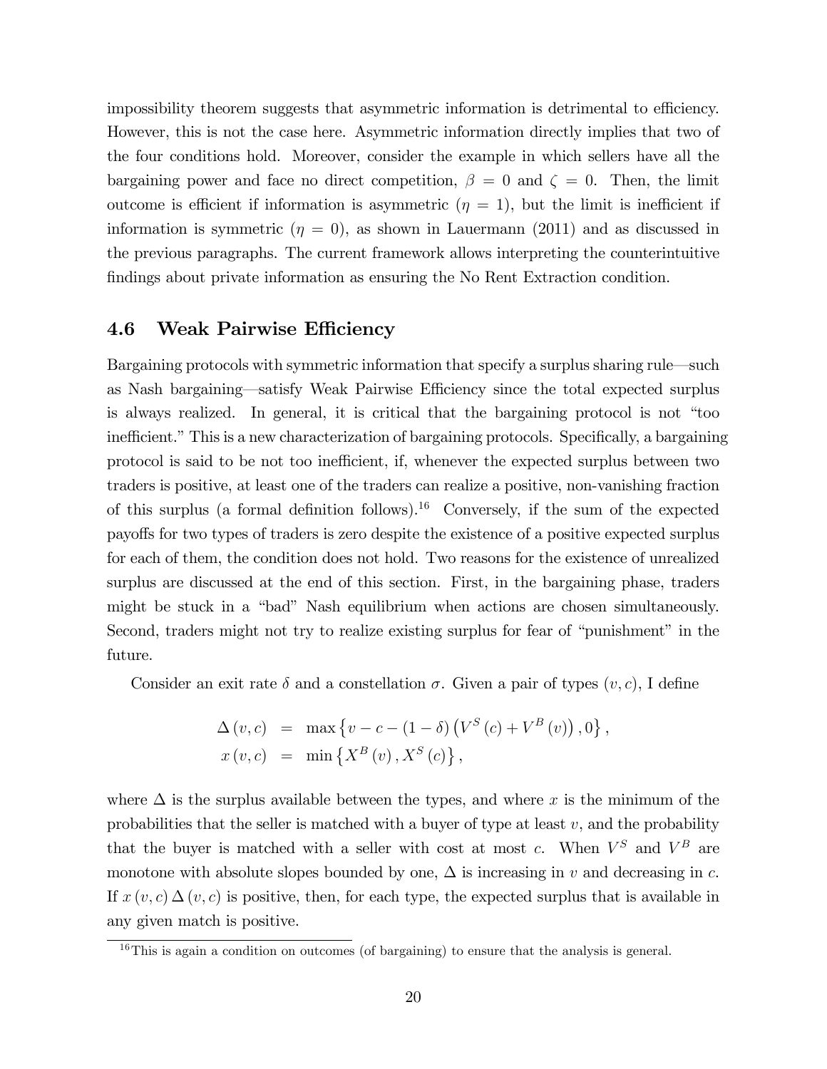impossibility theorem suggests that asymmetric information is detrimental to efficiency. However, this is not the case here. Asymmetric information directly implies that two of the four conditions hold. Moreover, consider the example in which sellers have all the bargaining power and face no direct competition, $\beta = 0$ and $\zeta = 0$. Then, the limit outcome is efficient if information is asymmetric ($\eta = 1$), but the limit is inefficient if information is symmetric ($\eta = 0$), as shown in Lauermann (2011) and as discussed in the previous paragraphs. The current framework allows interpreting the counterintuitive findings about private information as ensuring the No Rent Extraction condition.

### 4.6 Weak Pairwise Efficiency

Bargaining protocols with symmetric information that specify a surplus sharing rule—such as Nash bargaining—satisfy Weak Pairwise Efficiency since the total expected surplus is always realized. In general, it is critical that the bargaining protocol is not "too inefficient." This is a new characterization of bargaining protocols. Specifically, a bargaining protocol is said to be not too inefficient, if, whenever the expected surplus between two traders is positive, at least one of the traders can realize a positive, non-vanishing fraction of this surplus (a formal definition follows).[16] Conversely, if the sum of the expected payoffs for two types of traders is zero despite the existence of a positive expected surplus for each of them, the condition does not hold. Two reasons for the existence of unrealized surplus are discussed at the end of this section. First, in the bargaining phase, traders might be stuck in a "bad" Nash equilibrium when actions are chosen simultaneously. Second, traders might not try to realize existing surplus for fear of "punishment" in the future.

Consider an exit rate $\delta$ and a constellation $\sigma$. Given a pair of types $(v, c)$, I define

$$
\begin{aligned}
\Delta(v, c) &= \max\left\{v - c - (1-\delta)\left(V^S(c) + V^B(v)\right), 0\right\}, \\
x(v, c) &= \min\left\{X^B(v), X^S(c)\right\},
\end{aligned}
$$

where $\Delta$ is the surplus available between the types, and where $x$ is the minimum of the probabilities that the seller is matched with a buyer of type at least $v$, and the probability that the buyer is matched with a seller with cost at most $c$. When $V^S$ and $V^B$ are monotone with absolute slopes bounded by one, $\Delta$ is increasing in $v$ and decreasing in $c$. If $x(v, c)\,\Delta(v, c)$ is positive, then, for each type, the expected surplus that is available in any given match is positive.

[16] This is again a condition on outcomes (of bargaining) to ensure that the analysis is general.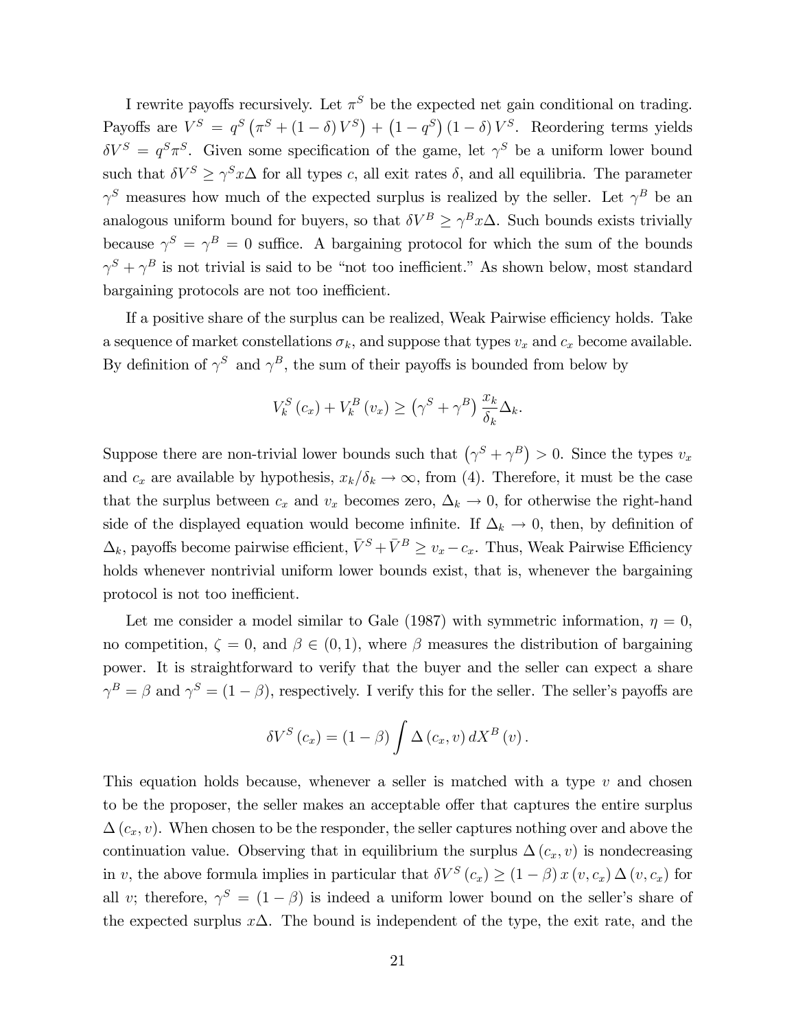I rewrite payoffs recursively. Let $\pi^S$ be the expected net gain conditional on trading. Payoffs are $V^S = q^S\left(\pi^S + (1-\delta)V^S\right) + \left(1-q^S\right)(1-\delta)V^S$. Reordering terms yields $\delta V^S = q^S \pi^S$. Given some specification of the game, let $\gamma^S$ be a uniform lower bound such that $\delta V^S \geq \gamma^S x \Delta$ for all types $c$, all exit rates $\delta$, and all equilibria. The parameter $\gamma^S$ measures how much of the expected surplus is realized by the seller. Let $\gamma^B$ be an analogous uniform bound for buyers, so that $\delta V^B \geq \gamma^B x\Delta$. Such bounds exists trivially because $\gamma^S = \gamma^B = 0$ suffice. A bargaining protocol for which the sum of the bounds $\gamma^S + \gamma^B$ is not trivial is said to be "not too inefficient." As shown below, most standard bargaining protocols are not too inefficient.

If a positive share of the surplus can be realized, Weak Pairwise efficiency holds. Take a sequence of market constellations $\sigma_k$, and suppose that types $v_x$ and $c_x$ become available. By definition of $\gamma^S$ and $\gamma^B$, the sum of their payoffs is bounded from below by

$$V_k^S(c_x) + V_k^B(v_x) \geq \left(\gamma^S + \gamma^B\right)\frac{x_k}{\delta_k}\Delta_k.$$

Suppose there are non-trivial lower bounds such that $\left(\gamma^S + \gamma^B\right) > 0$. Since the types $v_x$ and $c_x$ are available by hypothesis, $x_k/\delta_k \to \infty$, from (4). Therefore, it must be the case that the surplus between $c_x$ and $v_x$ becomes zero, $\Delta_k \to 0$, for otherwise the right-hand side of the displayed equation would become infinite. If $\Delta_k \to 0$, then, by definition of $\Delta_k$, payoffs become pairwise efficient, $\bar{V}^S + \bar{V}^B \geq v_x - c_x$. Thus, Weak Pairwise Efficiency holds whenever nontrivial uniform lower bounds exist, that is, whenever the bargaining protocol is not too inefficient.

Let me consider a model similar to Gale (1987) with symmetric information, $\eta = 0$, no competition, $\zeta = 0$, and $\beta \in (0,1)$, where $\beta$ measures the distribution of bargaining power. It is straightforward to verify that the buyer and the seller can expect a share $\gamma^B = \beta$ and $\gamma^S = (1-\beta)$, respectively. I verify this for the seller. The seller's payoffs are

$$\delta V^S(c_x) = (1-\beta)\int \Delta(c_x, v)\, dX^B(v).$$

This equation holds because, whenever a seller is matched with a type $v$ and chosen to be the proposer, the seller makes an acceptable offer that captures the entire surplus $\Delta(c_x, v)$. When chosen to be the responder, the seller captures nothing over and above the continuation value. Observing that in equilibrium the surplus $\Delta(c_x, v)$ is nondecreasing in $v$, the above formula implies in particular that $\delta V^S(c_x) \geq (1-\beta)\, x(v, c_x)\, \Delta(v, c_x)$ for all $v$; therefore, $\gamma^S = (1-\beta)$ is indeed a uniform lower bound on the seller's share of the expected surplus $x\Delta$. The bound is independent of the type, the exit rate, and the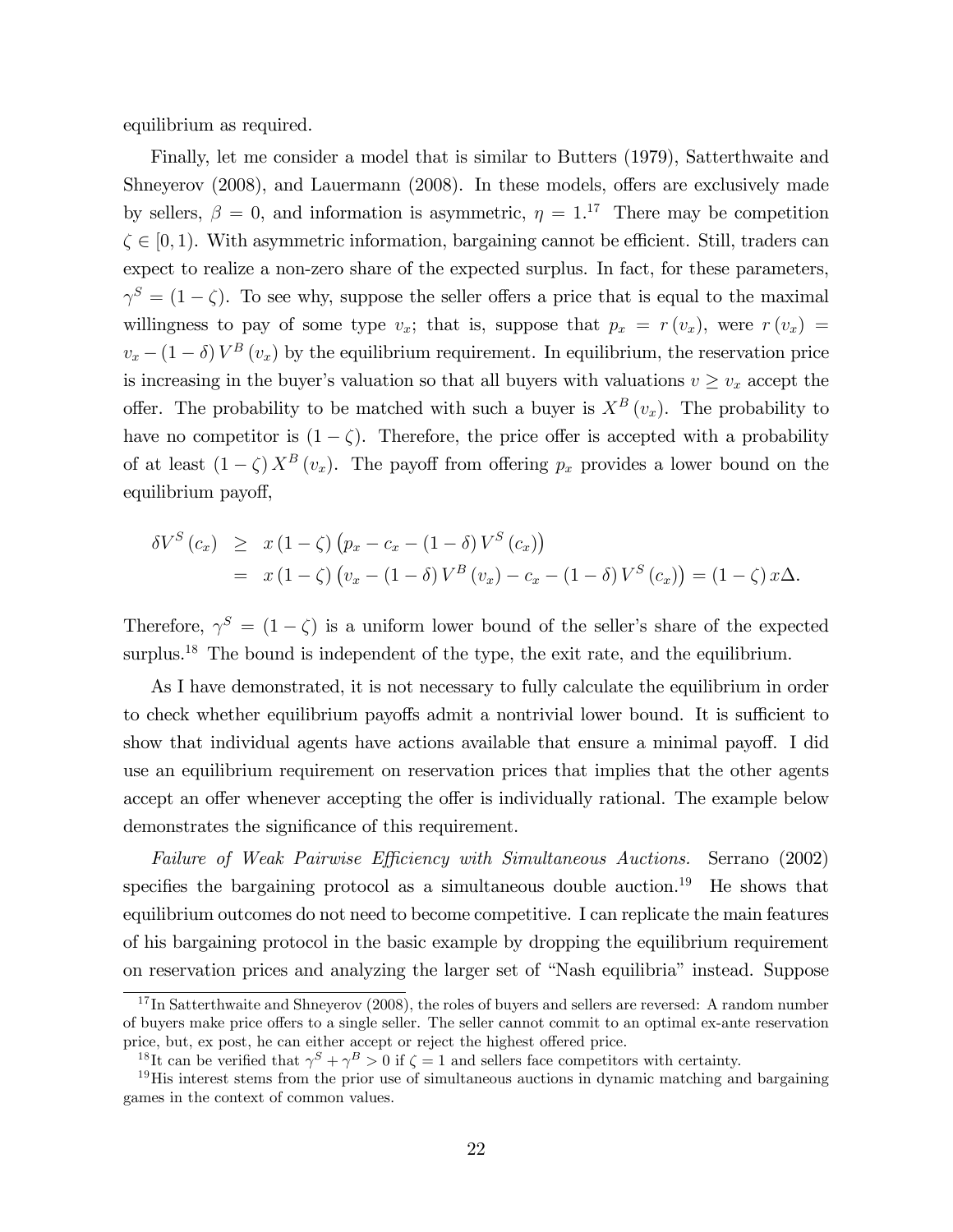equilibrium as required.

Finally, let me consider a model that is similar to Butters (1979), Satterthwaite and Shneyerov (2008), and Lauermann (2008). In these models, offers are exclusively made by sellers, $\beta = 0$, and information is asymmetric, $\eta = 1$.[17] There may be competition $\zeta \in [0, 1)$. With asymmetric information, bargaining cannot be efficient. Still, traders can expect to realize a non-zero share of the expected surplus. In fact, for these parameters, $\gamma^S = (1 - \zeta)$. To see why, suppose the seller offers a price that is equal to the maximal willingness to pay of some type $v_x$; that is, suppose that $p_x = r(v_x)$, were $r(v_x) = v_x - (1 - \delta) V^B(v_x)$ by the equilibrium requirement. In equilibrium, the reservation price is increasing in the buyer's valuation so that all buyers with valuations $v \geq v_x$ accept the offer. The probability to be matched with such a buyer is $X^B(v_x)$. The probability to have no competitor is $(1 - \zeta)$. Therefore, the price offer is accepted with a probability of at least $(1 - \zeta) X^B(v_x)$. The payoff from offering $p_x$ provides a lower bound on the equilibrium payoff,

$$
\begin{aligned}
\delta V^S(c_x) &\geq x(1 - \zeta)\left(p_x - c_x - (1 - \delta) V^S(c_x)\right) \\
&= x(1 - \zeta)\left(v_x - (1 - \delta) V^B(v_x) - c_x - (1 - \delta) V^S(c_x)\right) = (1 - \zeta) x\Delta.
\end{aligned}
$$

Therefore, $\gamma^S = (1 - \zeta)$ is a uniform lower bound of the seller's share of the expected surplus.[18] The bound is independent of the type, the exit rate, and the equilibrium.

As I have demonstrated, it is not necessary to fully calculate the equilibrium in order to check whether equilibrium payoffs admit a nontrivial lower bound. It is sufficient to show that individual agents have actions available that ensure a minimal payoff. I did use an equilibrium requirement on reservation prices that implies that the other agents accept an offer whenever accepting the offer is individually rational. The example below demonstrates the significance of this requirement.

*Failure of Weak Pairwise Efficiency with Simultaneous Auctions.* Serrano (2002) specifies the bargaining protocol as a simultaneous double auction.[19] He shows that equilibrium outcomes do not need to become competitive. I can replicate the main features of his bargaining protocol in the basic example by dropping the equilibrium requirement on reservation prices and analyzing the larger set of "Nash equilibria" instead. Suppose

[17] In Satterthwaite and Shneyerov (2008), the roles of buyers and sellers are reversed: A random number of buyers make price offers to a single seller. The seller cannot commit to an optimal ex-ante reservation price, but, ex post, he can either accept or reject the highest offered price.

[18] It can be verified that $\gamma^S + \gamma^B > 0$ if $\zeta = 1$ and sellers face competitors with certainty.

[19] His interest stems from the prior use of simultaneous auctions in dynamic matching and bargaining games in the context of common values.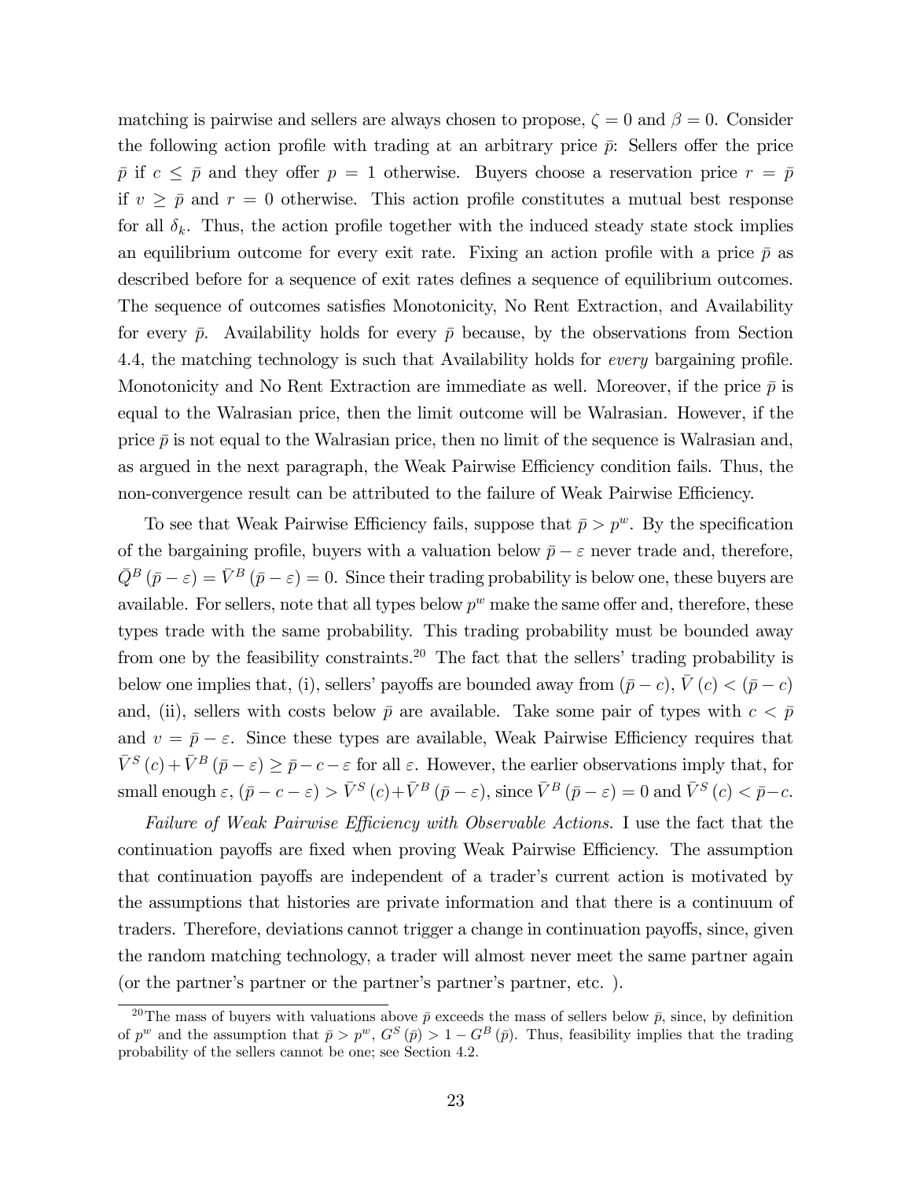matching is pairwise and sellers are always chosen to propose, $\zeta = 0$ and $\beta = 0$. Consider the following action profile with trading at an arbitrary price $\bar{p}$: Sellers offer the price $\bar{p}$ if $c \leq \bar{p}$ and they offer $p = 1$ otherwise. Buyers choose a reservation price $r = \bar{p}$ if $v \geq \bar{p}$ and $r = 0$ otherwise. This action profile constitutes a mutual best response for all $\delta_k$. Thus, the action profile together with the induced steady state stock implies an equilibrium outcome for every exit rate. Fixing an action profile with a price $\bar{p}$ as described before for a sequence of exit rates defines a sequence of equilibrium outcomes. The sequence of outcomes satisfies Monotonicity, No Rent Extraction, and Availability for every $\bar{p}$. Availability holds for every $\bar{p}$ because, by the observations from Section 4.4, the matching technology is such that Availability holds for *every* bargaining profile. Monotonicity and No Rent Extraction are immediate as well. Moreover, if the price $\bar{p}$ is equal to the Walrasian price, then the limit outcome will be Walrasian. However, if the price $\bar{p}$ is not equal to the Walrasian price, then no limit of the sequence is Walrasian and, as argued in the next paragraph, the Weak Pairwise Efficiency condition fails. Thus, the non-convergence result can be attributed to the failure of Weak Pairwise Efficiency.

To see that Weak Pairwise Efficiency fails, suppose that $\bar{p} > p^w$. By the specification of the bargaining profile, buyers with a valuation below $\bar{p} - \varepsilon$ never trade and, therefore, $\bar{Q}^B(\bar{p} - \varepsilon) = \bar{V}^B(\bar{p} - \varepsilon) = 0$. Since their trading probability is below one, these buyers are available. For sellers, note that all types below $p^w$ make the same offer and, therefore, these types trade with the same probability. This trading probability must be bounded away from one by the feasibility constraints.[20] The fact that the sellers' trading probability is below one implies that, (i), sellers' payoffs are bounded away from $(\bar{p} - c)$, $\bar{V}(c) < (\bar{p} - c)$ and, (ii), sellers with costs below $\bar{p}$ are available. Take some pair of types with $c < \bar{p}$ and $v = \bar{p} - \varepsilon$. Since these types are available, Weak Pairwise Efficiency requires that $\bar{V}^S(c) + \bar{V}^B(\bar{p} - \varepsilon) \geq \bar{p} - c - \varepsilon$ for all $\varepsilon$. However, the earlier observations imply that, for small enough $\varepsilon$, $(\bar{p} - c - \varepsilon) > \bar{V}^S(c) + \bar{V}^B(\bar{p} - \varepsilon)$, since $\bar{V}^B(\bar{p} - \varepsilon) = 0$ and $\bar{V}^S(c) < \bar{p} - c$.

*Failure of Weak Pairwise Efficiency with Observable Actions.* I use the fact that the continuation payoffs are fixed when proving Weak Pairwise Efficiency. The assumption that continuation payoffs are independent of a trader's current action is motivated by the assumptions that histories are private information and that there is a continuum of traders. Therefore, deviations cannot trigger a change in continuation payoffs, since, given the random matching technology, a trader will almost never meet the same partner again (or the partner's partner or the partner's partner's partner, etc. ).

[20] The mass of buyers with valuations above $\bar{p}$ exceeds the mass of sellers below $\bar{p}$, since, by definition of $p^w$ and the assumption that $\bar{p} > p^w$, $G^S(\bar{p}) > 1 - G^B(\bar{p})$. Thus, feasibility implies that the trading probability of the sellers cannot be one; see Section 4.2.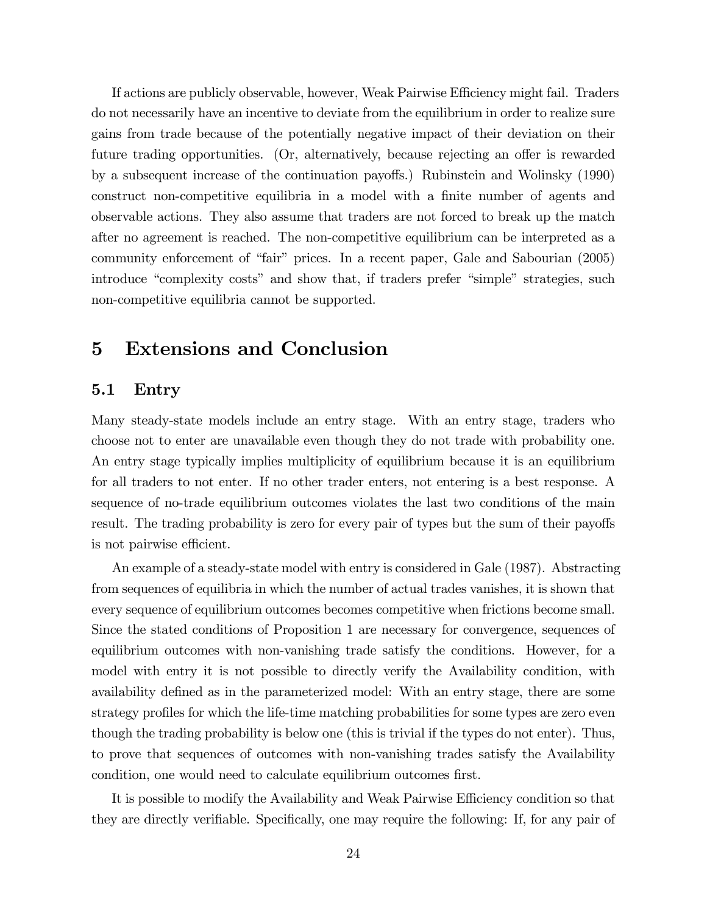If actions are publicly observable, however, Weak Pairwise Efficiency might fail. Traders do not necessarily have an incentive to deviate from the equilibrium in order to realize sure gains from trade because of the potentially negative impact of their deviation on their future trading opportunities. (Or, alternatively, because rejecting an offer is rewarded by a subsequent increase of the continuation payoffs.) Rubinstein and Wolinsky (1990) construct non-competitive equilibria in a model with a finite number of agents and observable actions. They also assume that traders are not forced to break up the match after no agreement is reached. The non-competitive equilibrium can be interpreted as a community enforcement of "fair" prices. In a recent paper, Gale and Sabourian (2005) introduce "complexity costs" and show that, if traders prefer "simple" strategies, such non-competitive equilibria cannot be supported.

# 5 Extensions and Conclusion

## 5.1 Entry

Many steady-state models include an entry stage. With an entry stage, traders who choose not to enter are unavailable even though they do not trade with probability one. An entry stage typically implies multiplicity of equilibrium because it is an equilibrium for all traders to not enter. If no other trader enters, not entering is a best response. A sequence of no-trade equilibrium outcomes violates the last two conditions of the main result. The trading probability is zero for every pair of types but the sum of their payoffs is not pairwise efficient.

An example of a steady-state model with entry is considered in Gale (1987). Abstracting from sequences of equilibria in which the number of actual trades vanishes, it is shown that every sequence of equilibrium outcomes becomes competitive when frictions become small. Since the stated conditions of Proposition 1 are necessary for convergence, sequences of equilibrium outcomes with non-vanishing trade satisfy the conditions. However, for a model with entry it is not possible to directly verify the Availability condition, with availability defined as in the parameterized model: With an entry stage, there are some strategy profiles for which the life-time matching probabilities for some types are zero even though the trading probability is below one (this is trivial if the types do not enter). Thus, to prove that sequences of outcomes with non-vanishing trades satisfy the Availability condition, one would need to calculate equilibrium outcomes first.

It is possible to modify the Availability and Weak Pairwise Efficiency condition so that they are directly verifiable. Specifically, one may require the following: If, for any pair of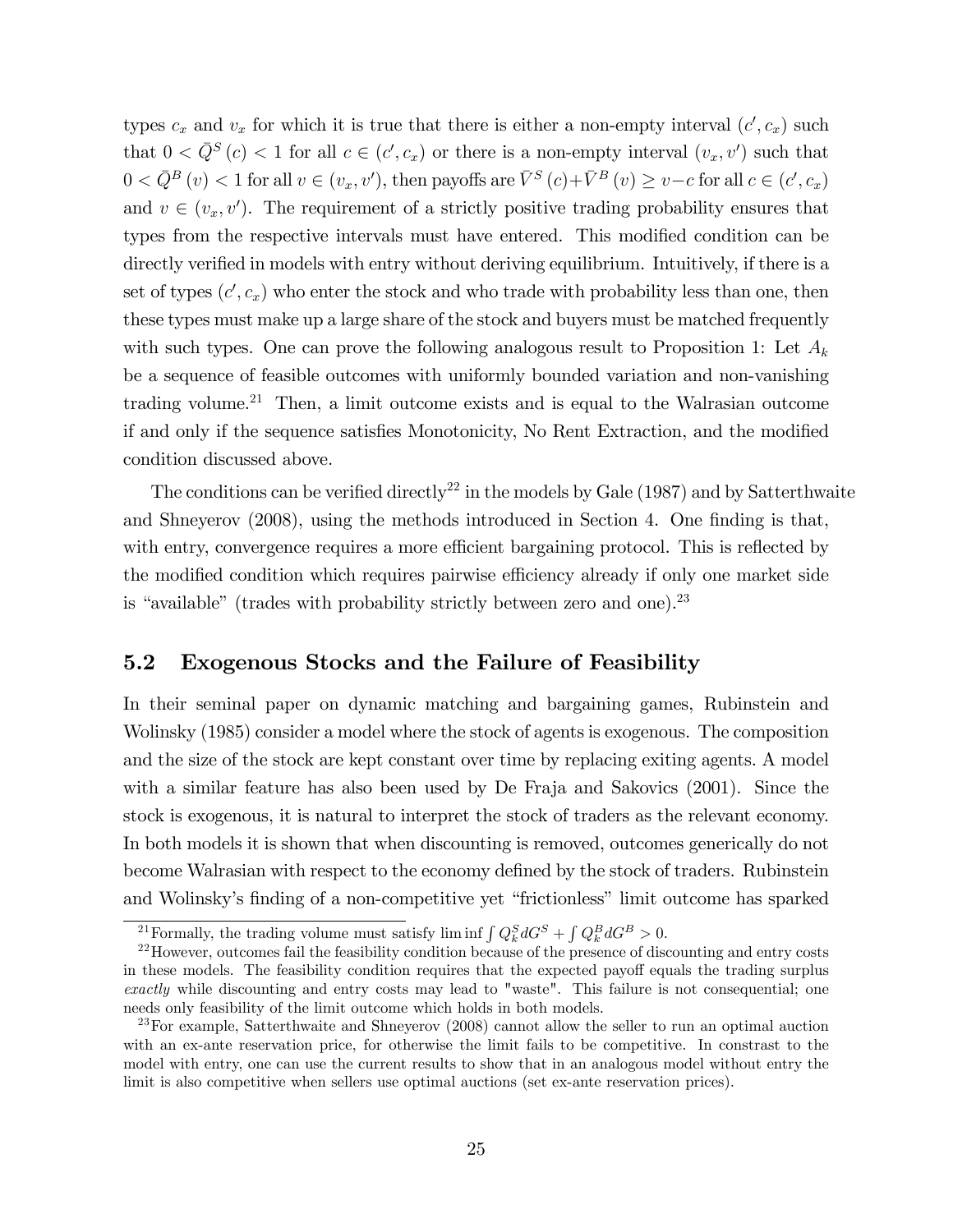types $c_x$ and $v_x$ for which it is true that there is either a non-empty interval $(c', c_x)$ such that $0 < \bar{Q}^S(c) < 1$ for all $c \in (c', c_x)$ or there is a non-empty interval $(v_x, v')$ such that $0 < \bar{Q}^B(v) < 1$ for all $v \in (v_x, v')$, then payoffs are $\bar{V}^S(c) + \bar{V}^B(v) \geq v - c$ for all $c \in (c', c_x)$ and $v \in (v_x, v')$. The requirement of a strictly positive trading probability ensures that types from the respective intervals must have entered. This modified condition can be directly verified in models with entry without deriving equilibrium. Intuitively, if there is a set of types $(c', c_x)$ who enter the stock and who trade with probability less than one, then these types must make up a large share of the stock and buyers must be matched frequently with such types. One can prove the following analogous result to Proposition 1: Let $A_k$ be a sequence of feasible outcomes with uniformly bounded variation and non-vanishing trading volume.[21] Then, a limit outcome exists and is equal to the Walrasian outcome if and only if the sequence satisfies Monotonicity, No Rent Extraction, and the modified condition discussed above.

The conditions can be verified directly[22] in the models by Gale (1987) and by Satterthwaite and Shneyerov (2008), using the methods introduced in Section 4. One finding is that, with entry, convergence requires a more efficient bargaining protocol. This is reflected by the modified condition which requires pairwise efficiency already if only one market side is "available" (trades with probability strictly between zero and one).[23]

## 5.2 Exogenous Stocks and the Failure of Feasibility

In their seminal paper on dynamic matching and bargaining games, Rubinstein and Wolinsky (1985) consider a model where the stock of agents is exogenous. The composition and the size of the stock are kept constant over time by replacing exiting agents. A model with a similar feature has also been used by De Fraja and Sakovics (2001). Since the stock is exogenous, it is natural to interpret the stock of traders as the relevant economy. In both models it is shown that when discounting is removed, outcomes generically do not become Walrasian with respect to the economy defined by the stock of traders. Rubinstein and Wolinsky's finding of a non-competitive yet "frictionless" limit outcome has sparked

[21] Formally, the trading volume must satisfy $\liminf \int Q_k^S dG^S + \int Q_k^B dG^B > 0$.

[22] However, outcomes fail the feasibility condition because of the presence of discounting and entry costs in these models. The feasibility condition requires that the expected payoff equals the trading surplus *exactly* while discounting and entry costs may lead to "waste". This failure is not consequential; one needs only feasibility of the limit outcome which holds in both models.

[23] For example, Satterthwaite and Shneyerov (2008) cannot allow the seller to run an optimal auction with an ex-ante reservation price, for otherwise the limit fails to be competitive. In constrast to the model with entry, one can use the current results to show that in an analogous model without entry the limit is also competitive when sellers use optimal auctions (set ex-ante reservation prices).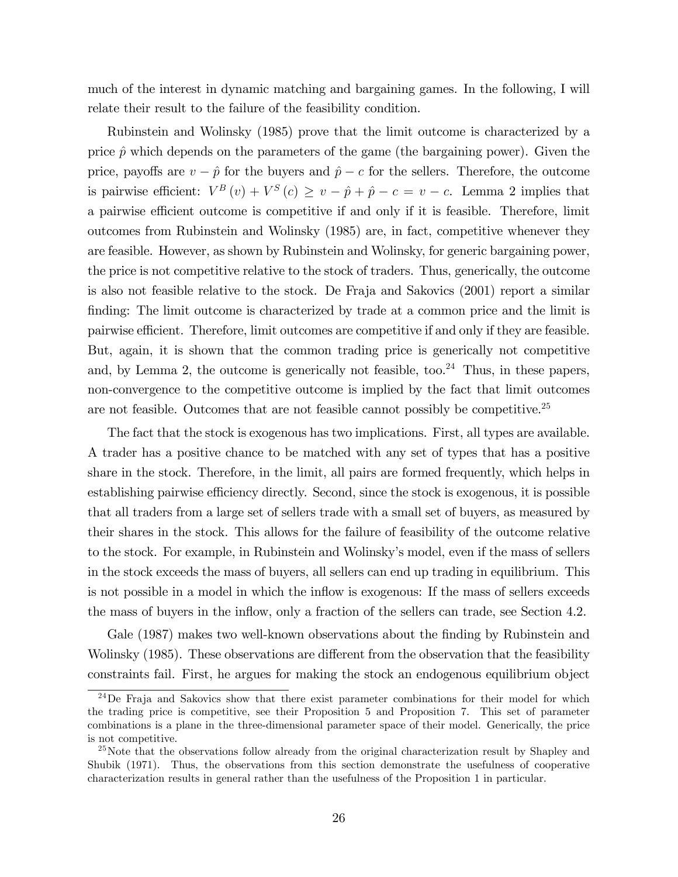much of the interest in dynamic matching and bargaining games. In the following, I will relate their result to the failure of the feasibility condition.

Rubinstein and Wolinsky (1985) prove that the limit outcome is characterized by a price $\hat{p}$ which depends on the parameters of the game (the bargaining power). Given the price, payoffs are $v - \hat{p}$ for the buyers and $\hat{p} - c$ for the sellers. Therefore, the outcome is pairwise efficient: $V^B(v) + V^S(c) \geq v - \hat{p} + \hat{p} - c = v - c$. Lemma 2 implies that a pairwise efficient outcome is competitive if and only if it is feasible. Therefore, limit outcomes from Rubinstein and Wolinsky (1985) are, in fact, competitive whenever they are feasible. However, as shown by Rubinstein and Wolinsky, for generic bargaining power, the price is not competitive relative to the stock of traders. Thus, generically, the outcome is also not feasible relative to the stock. De Fraja and Sakovics (2001) report a similar finding: The limit outcome is characterized by trade at a common price and the limit is pairwise efficient. Therefore, limit outcomes are competitive if and only if they are feasible. But, again, it is shown that the common trading price is generically not competitive and, by Lemma 2, the outcome is generically not feasible, too.[24] Thus, in these papers, non-convergence to the competitive outcome is implied by the fact that limit outcomes are not feasible. Outcomes that are not feasible cannot possibly be competitive.[25]

The fact that the stock is exogenous has two implications. First, all types are available. A trader has a positive chance to be matched with any set of types that has a positive share in the stock. Therefore, in the limit, all pairs are formed frequently, which helps in establishing pairwise efficiency directly. Second, since the stock is exogenous, it is possible that all traders from a large set of sellers trade with a small set of buyers, as measured by their shares in the stock. This allows for the failure of feasibility of the outcome relative to the stock. For example, in Rubinstein and Wolinsky's model, even if the mass of sellers in the stock exceeds the mass of buyers, all sellers can end up trading in equilibrium. This is not possible in a model in which the inflow is exogenous: If the mass of sellers exceeds the mass of buyers in the inflow, only a fraction of the sellers can trade, see Section 4.2.

Gale (1987) makes two well-known observations about the finding by Rubinstein and Wolinsky (1985). These observations are different from the observation that the feasibility constraints fail. First, he argues for making the stock an endogenous equilibrium object

[24] De Fraja and Sakovics show that there exist parameter combinations for their model for which the trading price is competitive, see their Proposition 5 and Proposition 7. This set of parameter combinations is a plane in the three-dimensional parameter space of their model. Generically, the price is not competitive.

[25] Note that the observations follow already from the original characterization result by Shapley and Shubik (1971). Thus, the observations from this section demonstrate the usefulness of cooperative characterization results in general rather than the usefulness of the Proposition 1 in particular.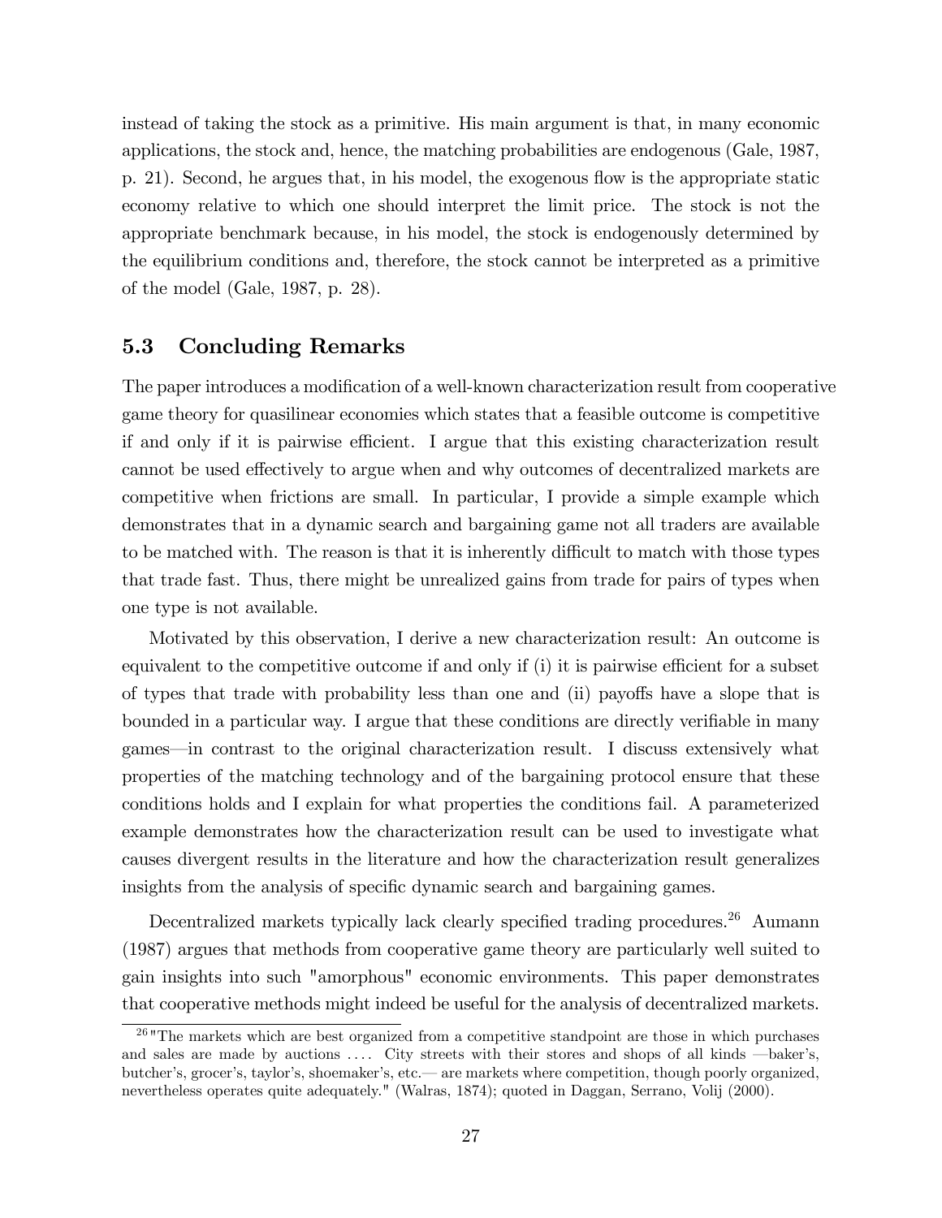instead of taking the stock as a primitive. His main argument is that, in many economic applications, the stock and, hence, the matching probabilities are endogenous (Gale, 1987, p. 21). Second, he argues that, in his model, the exogenous flow is the appropriate static economy relative to which one should interpret the limit price. The stock is not the appropriate benchmark because, in his model, the stock is endogenously determined by the equilibrium conditions and, therefore, the stock cannot be interpreted as a primitive of the model (Gale, 1987, p. 28).

### 5.3 Concluding Remarks

The paper introduces a modification of a well-known characterization result from cooperative game theory for quasilinear economies which states that a feasible outcome is competitive if and only if it is pairwise efficient. I argue that this existing characterization result cannot be used effectively to argue when and why outcomes of decentralized markets are competitive when frictions are small. In particular, I provide a simple example which demonstrates that in a dynamic search and bargaining game not all traders are available to be matched with. The reason is that it is inherently difficult to match with those types that trade fast. Thus, there might be unrealized gains from trade for pairs of types when one type is not available.

Motivated by this observation, I derive a new characterization result: An outcome is equivalent to the competitive outcome if and only if (i) it is pairwise efficient for a subset of types that trade with probability less than one and (ii) payoffs have a slope that is bounded in a particular way. I argue that these conditions are directly verifiable in many games—in contrast to the original characterization result. I discuss extensively what properties of the matching technology and of the bargaining protocol ensure that these conditions holds and I explain for what properties the conditions fail. A parameterized example demonstrates how the characterization result can be used to investigate what causes divergent results in the literature and how the characterization result generalizes insights from the analysis of specific dynamic search and bargaining games.

Decentralized markets typically lack clearly specified trading procedures.[26] Aumann (1987) argues that methods from cooperative game theory are particularly well suited to gain insights into such "amorphous" economic environments. This paper demonstrates that cooperative methods might indeed be useful for the analysis of decentralized markets.

[26] "The markets which are best organized from a competitive standpoint are those in which purchases and sales are made by auctions .... City streets with their stores and shops of all kinds —baker's, butcher's, grocer's, taylor's, shoemaker's, etc.— are markets where competition, though poorly organized, nevertheless operates quite adequately." (Walras, 1874); quoted in Daggan, Serrano, Volij (2000).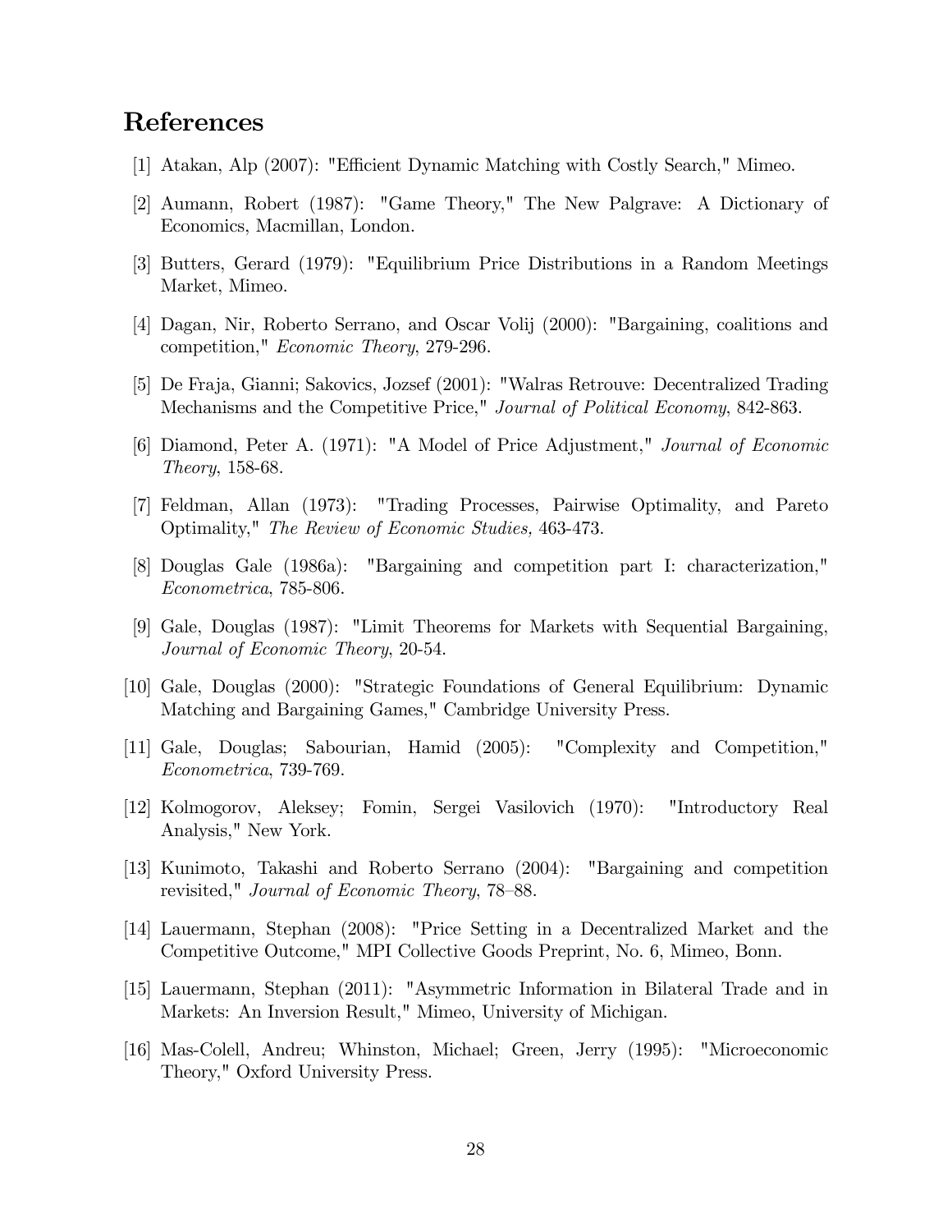# References

[1] Atakan, Alp (2007): "Efficient Dynamic Matching with Costly Search," Mimeo.

[2] Aumann, Robert (1987): "Game Theory," The New Palgrave: A Dictionary of Economics, Macmillan, London.

[3] Butters, Gerard (1979): "Equilibrium Price Distributions in a Random Meetings Market, Mimeo.

[4] Dagan, Nir, Roberto Serrano, and Oscar Volij (2000): "Bargaining, coalitions and competition," *Economic Theory*, 279-296.

[5] De Fraja, Gianni; Sakovics, Jozsef (2001): "Walras Retrouve: Decentralized Trading Mechanisms and the Competitive Price," *Journal of Political Economy*, 842-863.

[6] Diamond, Peter A. (1971): "A Model of Price Adjustment," *Journal of Economic Theory*, 158-68.

[7] Feldman, Allan (1973): "Trading Processes, Pairwise Optimality, and Pareto Optimality," *The Review of Economic Studies,* 463-473.

[8] Douglas Gale (1986a): "Bargaining and competition part I: characterization," *Econometrica*, 785-806.

[9] Gale, Douglas (1987): "Limit Theorems for Markets with Sequential Bargaining, *Journal of Economic Theory*, 20-54.

[10] Gale, Douglas (2000): "Strategic Foundations of General Equilibrium: Dynamic Matching and Bargaining Games," Cambridge University Press.

[11] Gale, Douglas; Sabourian, Hamid (2005): "Complexity and Competition," *Econometrica*, 739-769.

[12] Kolmogorov, Aleksey; Fomin, Sergei Vasilovich (1970): "Introductory Real Analysis," New York.

[13] Kunimoto, Takashi and Roberto Serrano (2004): "Bargaining and competition revisited," *Journal of Economic Theory*, 78–88.

[14] Lauermann, Stephan (2008): "Price Setting in a Decentralized Market and the Competitive Outcome," MPI Collective Goods Preprint, No. 6, Mimeo, Bonn.

[15] Lauermann, Stephan (2011): "Asymmetric Information in Bilateral Trade and in Markets: An Inversion Result," Mimeo, University of Michigan.

[16] Mas-Colell, Andreu; Whinston, Michael; Green, Jerry (1995): "Microeconomic Theory," Oxford University Press.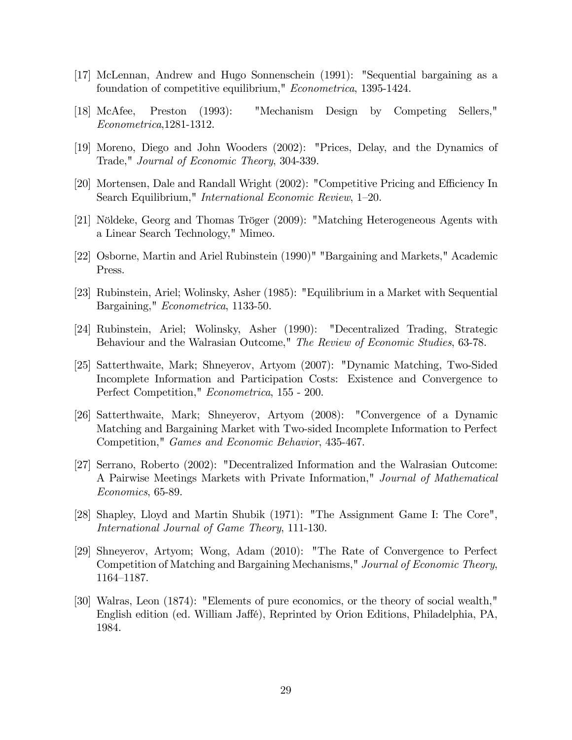[17] McLennan, Andrew and Hugo Sonnenschein (1991): "Sequential bargaining as a foundation of competitive equilibrium," *Econometrica*, 1395-1424.

[18] McAfee, Preston (1993): "Mechanism Design by Competing Sellers," *Econometrica*,1281-1312.

[19] Moreno, Diego and John Wooders (2002): "Prices, Delay, and the Dynamics of Trade," *Journal of Economic Theory*, 304-339.

[20] Mortensen, Dale and Randall Wright (2002): "Competitive Pricing and Efficiency In Search Equilibrium," *International Economic Review*, 1–20.

[21] Nöldeke, Georg and Thomas Tröger (2009): "Matching Heterogeneous Agents with a Linear Search Technology," Mimeo.

[22] Osborne, Martin and Ariel Rubinstein (1990)" "Bargaining and Markets," Academic Press.

[23] Rubinstein, Ariel; Wolinsky, Asher (1985): "Equilibrium in a Market with Sequential Bargaining," *Econometrica*, 1133-50.

[24] Rubinstein, Ariel; Wolinsky, Asher (1990): "Decentralized Trading, Strategic Behaviour and the Walrasian Outcome," *The Review of Economic Studies*, 63-78.

[25] Satterthwaite, Mark; Shneyerov, Artyom (2007): "Dynamic Matching, Two-Sided Incomplete Information and Participation Costs: Existence and Convergence to Perfect Competition," *Econometrica*, 155 - 200.

[26] Satterthwaite, Mark; Shneyerov, Artyom (2008): "Convergence of a Dynamic Matching and Bargaining Market with Two-sided Incomplete Information to Perfect Competition," *Games and Economic Behavior*, 435-467.

[27] Serrano, Roberto (2002): "Decentralized Information and the Walrasian Outcome: A Pairwise Meetings Markets with Private Information," *Journal of Mathematical Economics*, 65-89.

[28] Shapley, Lloyd and Martin Shubik (1971): "The Assignment Game I: The Core", *International Journal of Game Theory*, 111-130.

[29] Shneyerov, Artyom; Wong, Adam (2010): "The Rate of Convergence to Perfect Competition of Matching and Bargaining Mechanisms," *Journal of Economic Theory*, 1164–1187.

[30] Walras, Leon (1874): "Elements of pure economics, or the theory of social wealth," English edition (ed. William Jaffé), Reprinted by Orion Editions, Philadelphia, PA, 1984.